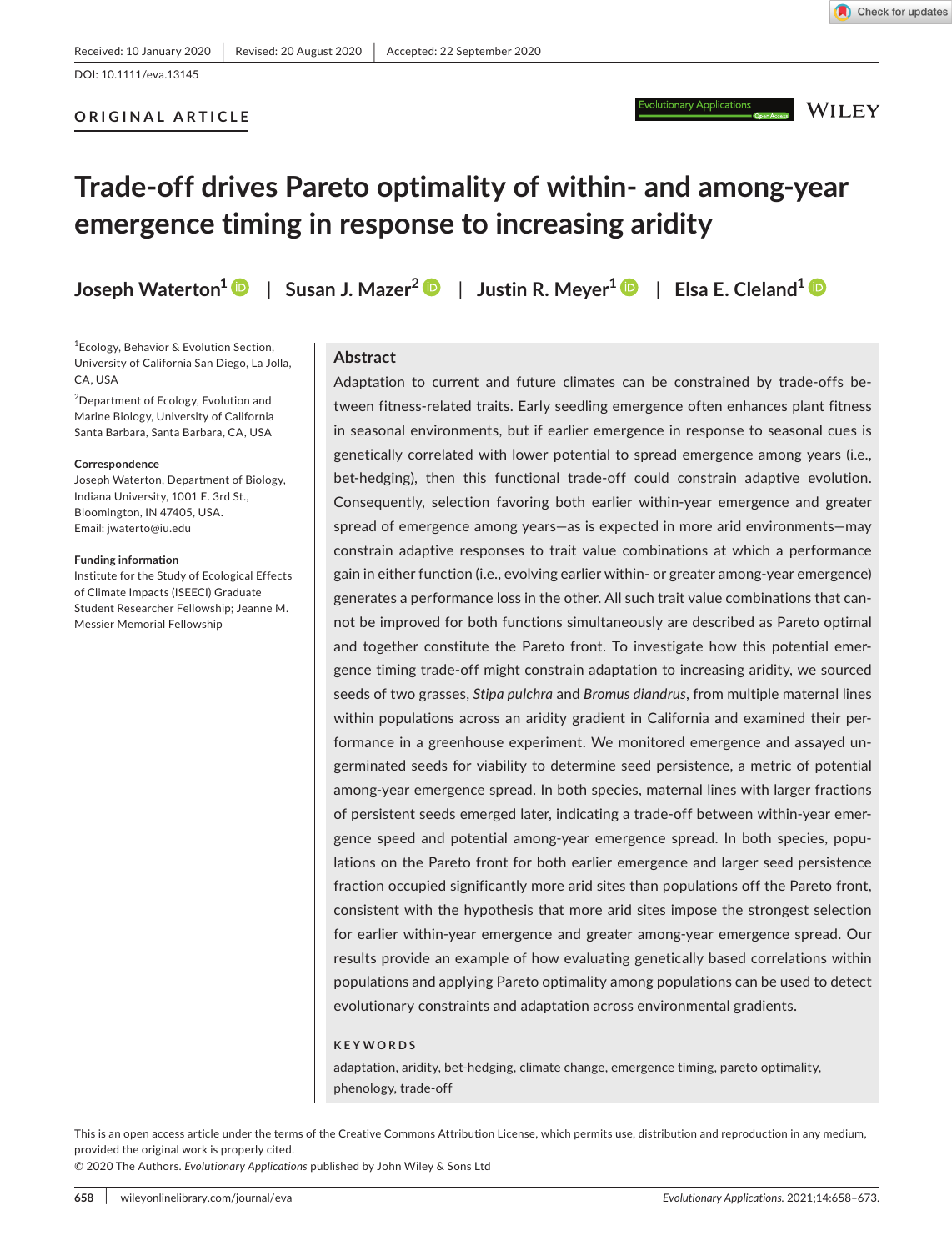Received: 10 January 2020 | Revised: 20 August 2020 | Accepted: 22 September 2020

DOI: 10.1111/eva.13145

**ORIGINAL ARTICLE**

# Trade-off drives Pareto optimality of within- and among-year emergence timing in response to increasing aridity

**Joseph Waterton**[1] | **Susan J. Mazer**[2] | **Justin R. Meyer**[1] | **Elsa E. Cleland**[1]

[1]Ecology, Behavior & Evolution Section, University of California San Diego, La Jolla, CA, USA

[2]Department of Ecology, Evolution and Marine Biology, University of California Santa Barbara, Santa Barbara, CA, USA

**Correspondence**
Joseph Waterton, Department of Biology, Indiana University, 1001 E. 3rd St., Bloomington, IN 47405, USA.
Email: jwaterto@iu.edu

**Funding information**
Institute for the Study of Ecological Effects of Climate Impacts (ISEECI) Graduate Student Researcher Fellowship; Jeanne M. Messier Memorial Fellowship

## Abstract

Adaptation to current and future climates can be constrained by trade-offs between fitness-related traits. Early seedling emergence often enhances plant fitness in seasonal environments, but if earlier emergence in response to seasonal cues is genetically correlated with lower potential to spread emergence among years (i.e., bet-hedging), then this functional trade-off could constrain adaptive evolution. Consequently, selection favoring both earlier within-year emergence and greater spread of emergence among years—as is expected in more arid environments—may constrain adaptive responses to trait value combinations at which a performance gain in either function (i.e., evolving earlier within- or greater among-year emergence) generates a performance loss in the other. All such trait value combinations that cannot be improved for both functions simultaneously are described as Pareto optimal and together constitute the Pareto front. To investigate how this potential emergence timing trade-off might constrain adaptation to increasing aridity, we sourced seeds of two grasses, *Stipa pulchra* and *Bromus diandrus*, from multiple maternal lines within populations across an aridity gradient in California and examined their performance in a greenhouse experiment. We monitored emergence and assayed ungerminated seeds for viability to determine seed persistence, a metric of potential among-year emergence spread. In both species, maternal lines with larger fractions of persistent seeds emerged later, indicating a trade-off between within-year emergence speed and potential among-year emergence spread. In both species, populations on the Pareto front for both earlier emergence and larger seed persistence fraction occupied significantly more arid sites than populations off the Pareto front, consistent with the hypothesis that more arid sites impose the strongest selection for earlier within-year emergence and greater among-year emergence spread. Our results provide an example of how evaluating genetically based correlations within populations and applying Pareto optimality among populations can be used to detect evolutionary constraints and adaptation across environmental gradients.

**KEYWORDS**

adaptation, aridity, bet-hedging, climate change, emergence timing, pareto optimality, phenology, trade-off

This is an open access article under the terms of the Creative Commons Attribution License, which permits use, distribution and reproduction in any medium, provided the original work is properly cited.

© 2020 The Authors. *Evolutionary Applications* published by John Wiley & Sons Ltd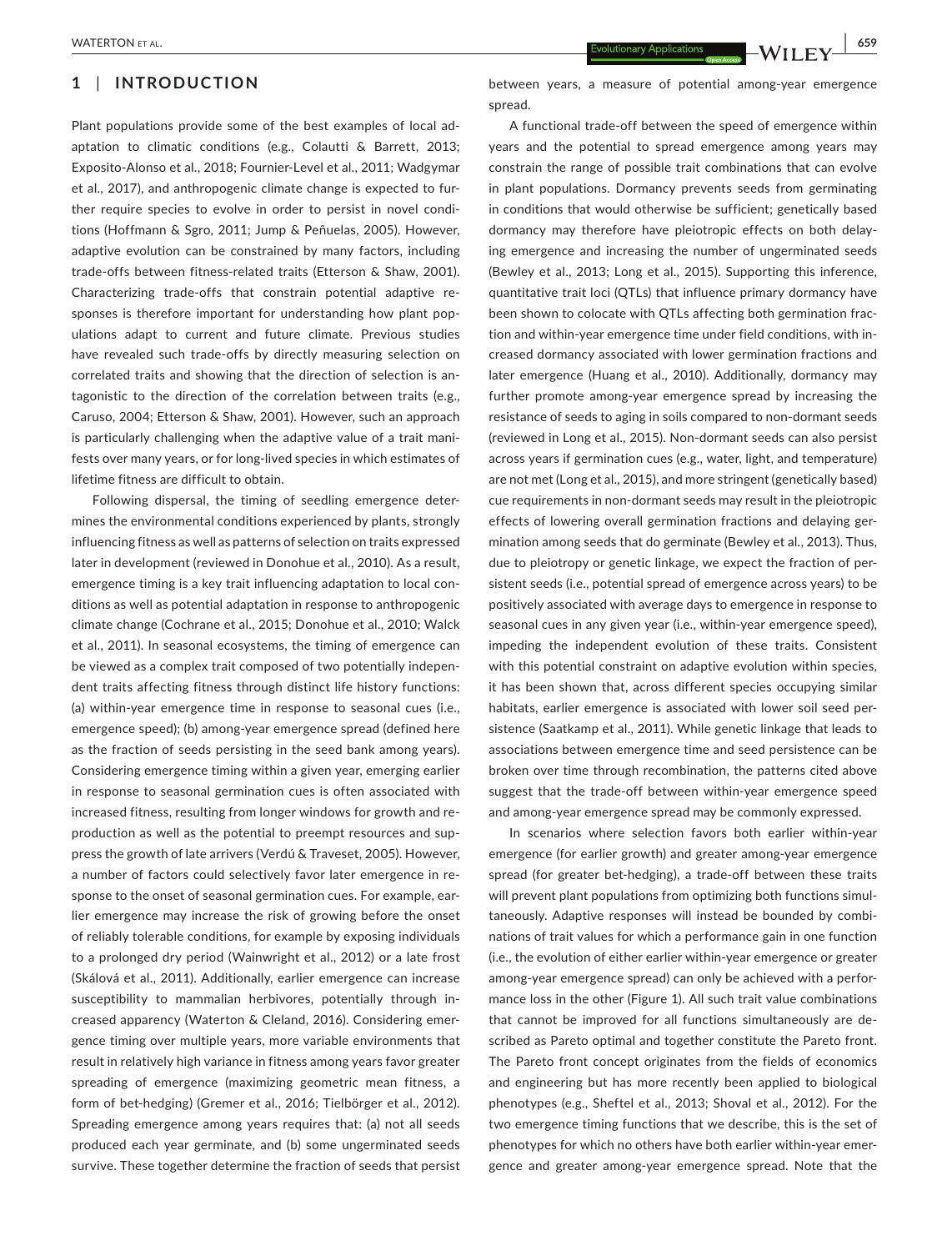## 1 | INTRODUCTION

Plant populations provide some of the best examples of local adaptation to climatic conditions (e.g., Colautti & Barrett, 2013; Exposito-Alonso et al., 2018; Fournier-Level et al., 2011; Wadgymar et al., 2017), and anthropogenic climate change is expected to further require species to evolve in order to persist in novel conditions (Hoffmann & Sgro, 2011; Jump & Peñuelas, 2005). However, adaptive evolution can be constrained by many factors, including trade-offs between fitness-related traits (Etterson & Shaw, 2001). Characterizing trade-offs that constrain potential adaptive responses is therefore important for understanding how plant populations adapt to current and future climate. Previous studies have revealed such trade-offs by directly measuring selection on correlated traits and showing that the direction of selection is antagonistic to the direction of the correlation between traits (e.g., Caruso, 2004; Etterson & Shaw, 2001). However, such an approach is particularly challenging when the adaptive value of a trait manifests over many years, or for long-lived species in which estimates of lifetime fitness are difficult to obtain.

Following dispersal, the timing of seedling emergence determines the environmental conditions experienced by plants, strongly influencing fitness as well as patterns of selection on traits expressed later in development (reviewed in Donohue et al., 2010). As a result, emergence timing is a key trait influencing adaptation to local conditions as well as potential adaptation in response to anthropogenic climate change (Cochrane et al., 2015; Donohue et al., 2010; Walck et al., 2011). In seasonal ecosystems, the timing of emergence can be viewed as a complex trait composed of two potentially independent traits affecting fitness through distinct life history functions: (a) within-year emergence time in response to seasonal cues (i.e., emergence speed); (b) among-year emergence spread (defined here as the fraction of seeds persisting in the seed bank among years). Considering emergence timing within a given year, emerging earlier in response to seasonal germination cues is often associated with increased fitness, resulting from longer windows for growth and reproduction as well as the potential to preempt resources and suppress the growth of late arrivers (Verdú & Traveset, 2005). However, a number of factors could selectively favor later emergence in response to the onset of seasonal germination cues. For example, earlier emergence may increase the risk of growing before the onset of reliably tolerable conditions, for example by exposing individuals to a prolonged dry period (Wainwright et al., 2012) or a late frost (Skálová et al., 2011). Additionally, earlier emergence can increase susceptibility to mammalian herbivores, potentially through increased apparency (Waterton & Cleland, 2016). Considering emergence timing over multiple years, more variable environments that result in relatively high variance in fitness among years favor greater spreading of emergence (maximizing geometric mean fitness, a form of bet-hedging) (Gremer et al., 2016; Tielbörger et al., 2012). Spreading emergence among years requires that: (a) not all seeds produced each year germinate, and (b) some ungerminated seeds survive. These together determine the fraction of seeds that persist between years, a measure of potential among-year emergence spread.

A functional trade-off between the speed of emergence within years and the potential to spread emergence among years may constrain the range of possible trait combinations that can evolve in plant populations. Dormancy prevents seeds from germinating in conditions that would otherwise be sufficient; genetically based dormancy may therefore have pleiotropic effects on both delaying emergence and increasing the number of ungerminated seeds (Bewley et al., 2013; Long et al., 2015). Supporting this inference, quantitative trait loci (QTLs) that influence primary dormancy have been shown to colocate with QTLs affecting both germination fraction and within-year emergence time under field conditions, with increased dormancy associated with lower germination fractions and later emergence (Huang et al., 2010). Additionally, dormancy may further promote among-year emergence spread by increasing the resistance of seeds to aging in soils compared to non-dormant seeds (reviewed in Long et al., 2015). Non-dormant seeds can also persist across years if germination cues (e.g., water, light, and temperature) are not met (Long et al., 2015), and more stringent (genetically based) cue requirements in non-dormant seeds may result in the pleiotropic effects of lowering overall germination fractions and delaying germination among seeds that do germinate (Bewley et al., 2013). Thus, due to pleiotropy or genetic linkage, we expect the fraction of persistent seeds (i.e., potential spread of emergence across years) to be positively associated with average days to emergence in response to seasonal cues in any given year (i.e., within-year emergence speed), impeding the independent evolution of these traits. Consistent with this potential constraint on adaptive evolution within species, it has been shown that, across different species occupying similar habitats, earlier emergence is associated with lower soil seed persistence (Saatkamp et al., 2011). While genetic linkage that leads to associations between emergence time and seed persistence can be broken over time through recombination, the patterns cited above suggest that the trade-off between within-year emergence speed and among-year emergence spread may be commonly expressed.

In scenarios where selection favors both earlier within-year emergence (for earlier growth) and greater among-year emergence spread (for greater bet-hedging), a trade-off between these traits will prevent plant populations from optimizing both functions simultaneously. Adaptive responses will instead be bounded by combinations of trait values for which a performance gain in one function (i.e., the evolution of either earlier within-year emergence or greater among-year emergence spread) can only be achieved with a performance loss in the other (Figure 1). All such trait value combinations that cannot be improved for all functions simultaneously are described as Pareto optimal and together constitute the Pareto front. The Pareto front concept originates from the fields of economics and engineering but has more recently been applied to biological phenotypes (e.g., Sheftel et al., 2013; Shoval et al., 2012). For the two emergence timing functions that we describe, this is the set of phenotypes for which no others have both earlier within-year emergence and greater among-year emergence spread. Note that the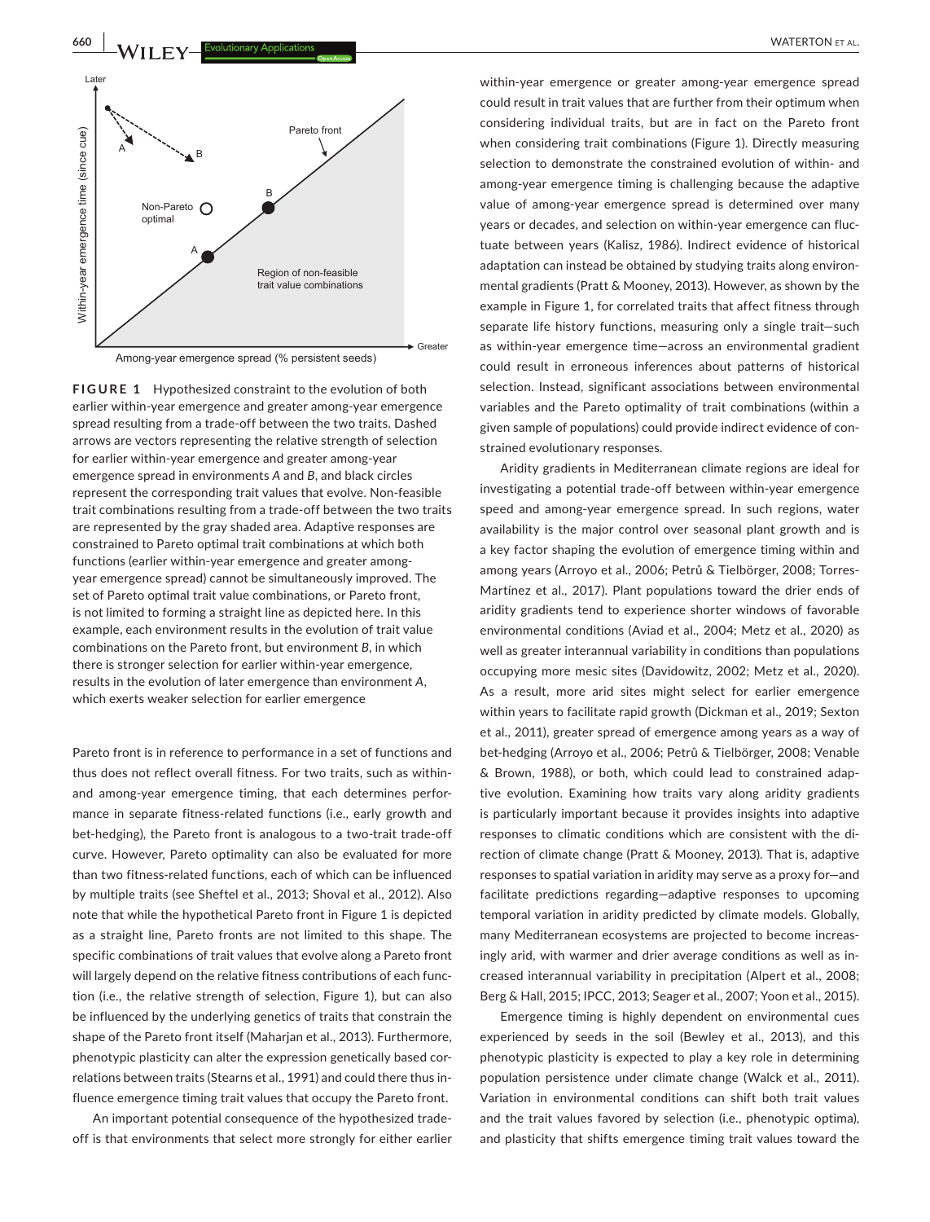**FIGURE 1** Hypothesized constraint to the evolution of both earlier within-year emergence and greater among-year emergence spread resulting from a trade-off between the two traits. Dashed arrows are vectors representing the relative strength of selection for earlier within-year emergence and greater among-year emergence spread in environments *A* and *B*, and black circles represent the corresponding trait values that evolve. Non-feasible trait combinations resulting from a trade-off between the two traits are represented by the gray shaded area. Adaptive responses are constrained to Pareto optimal trait combinations at which both functions (earlier within-year emergence and greater among-year emergence spread) cannot be simultaneously improved. The set of Pareto optimal trait value combinations, or Pareto front, is not limited to forming a straight line as depicted here. In this example, each environment results in the evolution of trait value combinations on the Pareto front, but environment *B*, in which there is stronger selection for earlier within-year emergence, results in the evolution of later emergence than environment *A*, which exerts weaker selection for earlier emergence

Pareto front is in reference to performance in a set of functions and thus does not reflect overall fitness. For two traits, such as within- and among-year emergence timing, that each determines performance in separate fitness-related functions (i.e., early growth and bet-hedging), the Pareto front is analogous to a two-trait trade-off curve. However, Pareto optimality can also be evaluated for more than two fitness-related functions, each of which can be influenced by multiple traits (see Sheftel et al., 2013; Shoval et al., 2012). Also note that while the hypothetical Pareto front in Figure 1 is depicted as a straight line, Pareto fronts are not limited to this shape. The specific combinations of trait values that evolve along a Pareto front will largely depend on the relative fitness contributions of each function (i.e., the relative strength of selection, Figure 1), but can also be influenced by the underlying genetics of traits that constrain the shape of the Pareto front itself (Maharjan et al., 2013). Furthermore, phenotypic plasticity can alter the expression genetically based correlations between traits (Stearns et al., 1991) and could there thus influence emergence timing trait values that occupy the Pareto front.

An important potential consequence of the hypothesized trade-off is that environments that select more strongly for either earlier within-year emergence or greater among-year emergence spread could result in trait values that are further from their optimum when considering individual traits, but are in fact on the Pareto front when considering trait combinations (Figure 1). Directly measuring selection to demonstrate the constrained evolution of within- and among-year emergence timing is challenging because the adaptive value of among-year emergence spread is determined over many years or decades, and selection on within-year emergence can fluctuate between years (Kalisz, 1986). Indirect evidence of historical adaptation can instead be obtained by studying traits along environmental gradients (Pratt & Mooney, 2013). However, as shown by the example in Figure 1, for correlated traits that affect fitness through separate life history functions, measuring only a single trait—such as within-year emergence time—across an environmental gradient could result in erroneous inferences about patterns of historical selection. Instead, significant associations between environmental variables and the Pareto optimality of trait combinations (within a given sample of populations) could provide indirect evidence of constrained evolutionary responses.

Aridity gradients in Mediterranean climate regions are ideal for investigating a potential trade-off between within-year emergence speed and among-year emergence spread. In such regions, water availability is the major control over seasonal plant growth and is a key factor shaping the evolution of emergence timing within and among years (Arroyo et al., 2006; Petrů & Tielbörger, 2008; Torres-Martínez et al., 2017). Plant populations toward the drier ends of aridity gradients tend to experience shorter windows of favorable environmental conditions (Aviad et al., 2004; Metz et al., 2020) as well as greater interannual variability in conditions than populations occupying more mesic sites (Davidowitz, 2002; Metz et al., 2020). As a result, more arid sites might select for earlier emergence within years to facilitate rapid growth (Dickman et al., 2019; Sexton et al., 2011), greater spread of emergence among years as a way of bet-hedging (Arroyo et al., 2006; Petrů & Tielbörger, 2008; Venable & Brown, 1988), or both, which could lead to constrained adaptive evolution. Examining how traits vary along aridity gradients is particularly important because it provides insights into adaptive responses to climatic conditions which are consistent with the direction of climate change (Pratt & Mooney, 2013). That is, adaptive responses to spatial variation in aridity may serve as a proxy for—and facilitate predictions regarding—adaptive responses to upcoming temporal variation in aridity predicted by climate models. Globally, many Mediterranean ecosystems are projected to become increasingly arid, with warmer and drier average conditions as well as increased interannual variability in precipitation (Alpert et al., 2008; Berg & Hall, 2015; IPCC, 2013; Seager et al., 2007; Yoon et al., 2015).

Emergence timing is highly dependent on environmental cues experienced by seeds in the soil (Bewley et al., 2013), and this phenotypic plasticity is expected to play a key role in determining population persistence under climate change (Walck et al., 2011). Variation in environmental conditions can shift both trait values and the trait values favored by selection (i.e., phenotypic optima), and plasticity that shifts emergence timing trait values toward the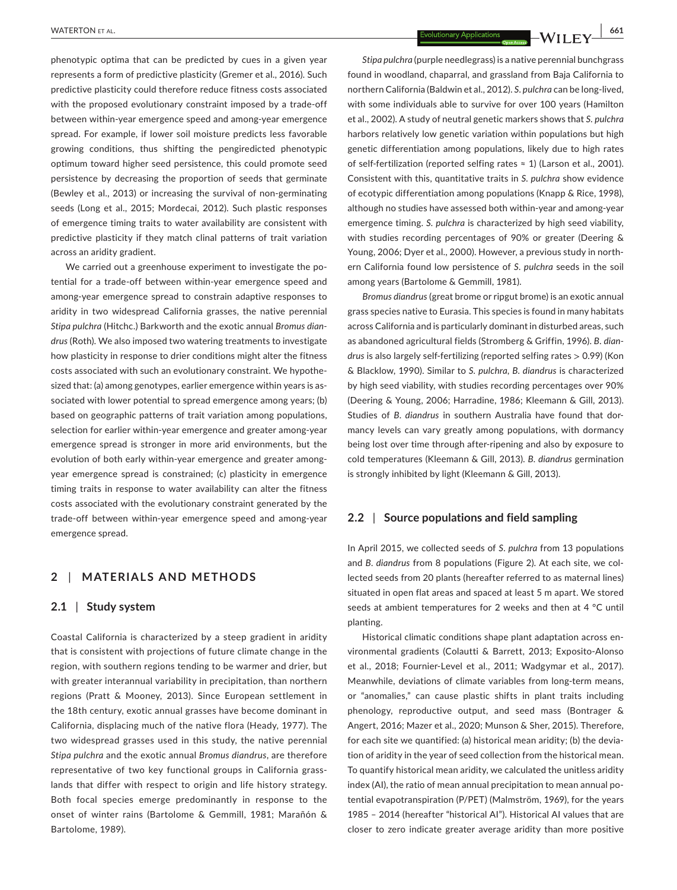phenotypic optima that can be predicted by cues in a given year represents a form of predictive plasticity (Gremer et al., 2016). Such predictive plasticity could therefore reduce fitness costs associated with the proposed evolutionary constraint imposed by a trade-off between within-year emergence speed and among-year emergence spread. For example, if lower soil moisture predicts less favorable growing conditions, thus shifting the pengiredicted phenotypic optimum toward higher seed persistence, this could promote seed persistence by decreasing the proportion of seeds that germinate (Bewley et al., 2013) or increasing the survival of non-germinating seeds (Long et al., 2015; Mordecai, 2012). Such plastic responses of emergence timing traits to water availability are consistent with predictive plasticity if they match clinal patterns of trait variation across an aridity gradient.

We carried out a greenhouse experiment to investigate the potential for a trade-off between within-year emergence speed and among-year emergence spread to constrain adaptive responses to aridity in two widespread California grasses, the native perennial *Stipa pulchra* (Hitchc.) Barkworth and the exotic annual *Bromus diandrus* (Roth). We also imposed two watering treatments to investigate how plasticity in response to drier conditions might alter the fitness costs associated with such an evolutionary constraint. We hypothesized that: (a) among genotypes, earlier emergence within years is associated with lower potential to spread emergence among years; (b) based on geographic patterns of trait variation among populations, selection for earlier within-year emergence and greater among-year emergence spread is stronger in more arid environments, but the evolution of both early within-year emergence and greater among-year emergence spread is constrained; (c) plasticity in emergence timing traits in response to water availability can alter the fitness costs associated with the evolutionary constraint generated by the trade-off between within-year emergence speed and among-year emergence spread.

## 2 | MATERIALS AND METHODS

### 2.1 | Study system

Coastal California is characterized by a steep gradient in aridity that is consistent with projections of future climate change in the region, with southern regions tending to be warmer and drier, but with greater interannual variability in precipitation, than northern regions (Pratt & Mooney, 2013). Since European settlement in the 18th century, exotic annual grasses have become dominant in California, displacing much of the native flora (Heady, 1977). The two widespread grasses used in this study, the native perennial *Stipa pulchra* and the exotic annual *Bromus diandrus*, are therefore representative of two key functional groups in California grasslands that differ with respect to origin and life history strategy. Both focal species emerge predominantly in response to the onset of winter rains (Bartolome & Gemmill, 1981; Marañón & Bartolome, 1989).

*Stipa pulchra* (purple needlegrass) is a native perennial bunchgrass found in woodland, chaparral, and grassland from Baja California to northern California (Baldwin et al., 2012). *S. pulchra* can be long-lived, with some individuals able to survive for over 100 years (Hamilton et al., 2002). A study of neutral genetic markers shows that *S. pulchra* harbors relatively low genetic variation within populations but high genetic differentiation among populations, likely due to high rates of self-fertilization (reported selfing rates ≈ 1) (Larson et al., 2001). Consistent with this, quantitative traits in *S. pulchra* show evidence of ecotypic differentiation among populations (Knapp & Rice, 1998), although no studies have assessed both within-year and among-year emergence timing. *S. pulchra* is characterized by high seed viability, with studies recording percentages of 90% or greater (Deering & Young, 2006; Dyer et al., 2000). However, a previous study in northern California found low persistence of *S. pulchra* seeds in the soil among years (Bartolome & Gemmill, 1981).

*Bromus diandrus* (great brome or ripgut brome) is an exotic annual grass species native to Eurasia. This species is found in many habitats across California and is particularly dominant in disturbed areas, such as abandoned agricultural fields (Stromberg & Griffin, 1996). *B. diandrus* is also largely self-fertilizing (reported selfing rates > 0.99) (Kon & Blacklow, 1990). Similar to *S. pulchra*, *B. diandrus* is characterized by high seed viability, with studies recording percentages over 90% (Deering & Young, 2006; Harradine, 1986; Kleemann & Gill, 2013). Studies of *B. diandrus* in southern Australia have found that dormancy levels can vary greatly among populations, with dormancy being lost over time through after-ripening and also by exposure to cold temperatures (Kleemann & Gill, 2013). *B. diandrus* germination is strongly inhibited by light (Kleemann & Gill, 2013).

### 2.2 | Source populations and field sampling

In April 2015, we collected seeds of *S. pulchra* from 13 populations and *B. diandrus* from 8 populations (Figure 2). At each site, we collected seeds from 20 plants (hereafter referred to as maternal lines) situated in open flat areas and spaced at least 5 m apart. We stored seeds at ambient temperatures for 2 weeks and then at 4 °C until planting.

Historical climatic conditions shape plant adaptation across environmental gradients (Colautti & Barrett, 2013; Exposito-Alonso et al., 2018; Fournier-Level et al., 2011; Wadgymar et al., 2017). Meanwhile, deviations of climate variables from long-term means, or "anomalies," can cause plastic shifts in plant traits including phenology, reproductive output, and seed mass (Bontrager & Angert, 2016; Mazer et al., 2020; Munson & Sher, 2015). Therefore, for each site we quantified: (a) historical mean aridity; (b) the deviation of aridity in the year of seed collection from the historical mean. To quantify historical mean aridity, we calculated the unitless aridity index (AI), the ratio of mean annual precipitation to mean annual potential evapotranspiration (P/PET) (Malmström, 1969), for the years 1985 – 2014 (hereafter "historical AI"). Historical AI values that are closer to zero indicate greater average aridity than more positive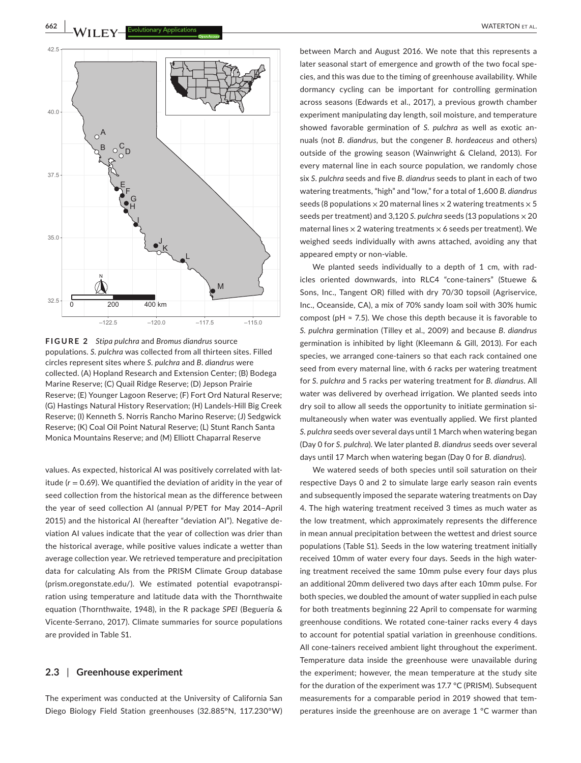**FIGURE 2** *Stipa pulchra* and *Bromus diandrus* source populations. *S. pulchra* was collected from all thirteen sites. Filled circles represent sites where *S. pulchra* and *B. diandrus* were collected. (A) Hopland Research and Extension Center; (B) Bodega Marine Reserve; (C) Quail Ridge Reserve; (D) Jepson Prairie Reserve; (E) Younger Lagoon Reserve; (F) Fort Ord Natural Reserve; (G) Hastings Natural History Reservation; (H) Landels-Hill Big Creek Reserve; (I) Kenneth S. Norris Rancho Marino Reserve; (J) Sedgwick Reserve; (K) Coal Oil Point Natural Reserve; (L) Stunt Ranch Santa Monica Mountains Reserve; and (M) Elliott Chaparral Reserve

values. As expected, historical AI was positively correlated with latitude ($r = 0.69$). We quantified the deviation of aridity in the year of seed collection from the historical mean as the difference between the year of seed collection AI (annual P/PET for May 2014–April 2015) and the historical AI (hereafter "deviation AI"). Negative deviation AI values indicate that the year of collection was drier than the historical average, while positive values indicate a wetter than average collection year. We retrieved temperature and precipitation data for calculating AIs from the PRISM Climate Group database (prism.oregonstate.edu/). We estimated potential evapotranspiration using temperature and latitude data with the Thornthwaite equation (Thornthwaite, 1948), in the R package *SPEI* (Beguería & Vicente-Serrano, 2017). Climate summaries for source populations are provided in Table S1.

### 2.3 | Greenhouse experiment

The experiment was conducted at the University of California San Diego Biology Field Station greenhouses (32.885°N, 117.230°W) between March and August 2016. We note that this represents a later seasonal start of emergence and growth of the two focal species, and this was due to the timing of greenhouse availability. While dormancy cycling can be important for controlling germination across seasons (Edwards et al., 2017), a previous growth chamber experiment manipulating day length, soil moisture, and temperature showed favorable germination of *S. pulchra* as well as exotic annuals (not *B. diandrus*, but the congener *B. hordeaceus* and others) outside of the growing season (Wainwright & Cleland, 2013). For every maternal line in each source population, we randomly chose six *S. pulchra* seeds and five *B. diandrus* seeds to plant in each of two watering treatments, "high" and "low," for a total of 1,600 *B. diandrus* seeds (8 populations × 20 maternal lines × 2 watering treatments × 5 seeds per treatment) and 3,120 *S. pulchra* seeds (13 populations × 20 maternal lines × 2 watering treatments × 6 seeds per treatment). We weighed seeds individually with awns attached, avoiding any that appeared empty or non-viable.

We planted seeds individually to a depth of 1 cm, with radicles oriented downwards, into RLC4 "cone-tainers" (Stuewe & Sons, Inc., Tangent OR) filled with dry 70/30 topsoil (Agriservice, Inc., Oceanside, CA), a mix of 70% sandy loam soil with 30% humic compost (pH ≈ 7.5). We chose this depth because it is favorable to *S. pulchra* germination (Tilley et al., 2009) and because *B. diandrus* germination is inhibited by light (Kleemann & Gill, 2013). For each species, we arranged cone-tainers so that each rack contained one seed from every maternal line, with 6 racks per watering treatment for *S. pulchra* and 5 racks per watering treatment for *B. diandrus*. All water was delivered by overhead irrigation. We planted seeds into dry soil to allow all seeds the opportunity to initiate germination simultaneously when water was eventually applied. We first planted *S. pulchra* seeds over several days until 1 March when watering began (Day 0 for *S. pulchra*). We later planted *B. diandrus* seeds over several days until 17 March when watering began (Day 0 for *B. diandrus*).

We watered seeds of both species until soil saturation on their respective Days 0 and 2 to simulate large early season rain events and subsequently imposed the separate watering treatments on Day 4. The high watering treatment received 3 times as much water as the low treatment, which approximately represents the difference in mean annual precipitation between the wettest and driest source populations (Table S1). Seeds in the low watering treatment initially received 10mm of water every four days. Seeds in the high watering treatment received the same 10mm pulse every four days plus an additional 20mm delivered two days after each 10mm pulse. For both species, we doubled the amount of water supplied in each pulse for both treatments beginning 22 April to compensate for warming greenhouse conditions. We rotated cone-tainer racks every 4 days to account for potential spatial variation in greenhouse conditions. All cone-tainers received ambient light throughout the experiment. Temperature data inside the greenhouse were unavailable during the experiment; however, the mean temperature at the study site for the duration of the experiment was 17.7 °C (PRISM). Subsequent measurements for a comparable period in 2019 showed that temperatures inside the greenhouse are on average 1 °C warmer than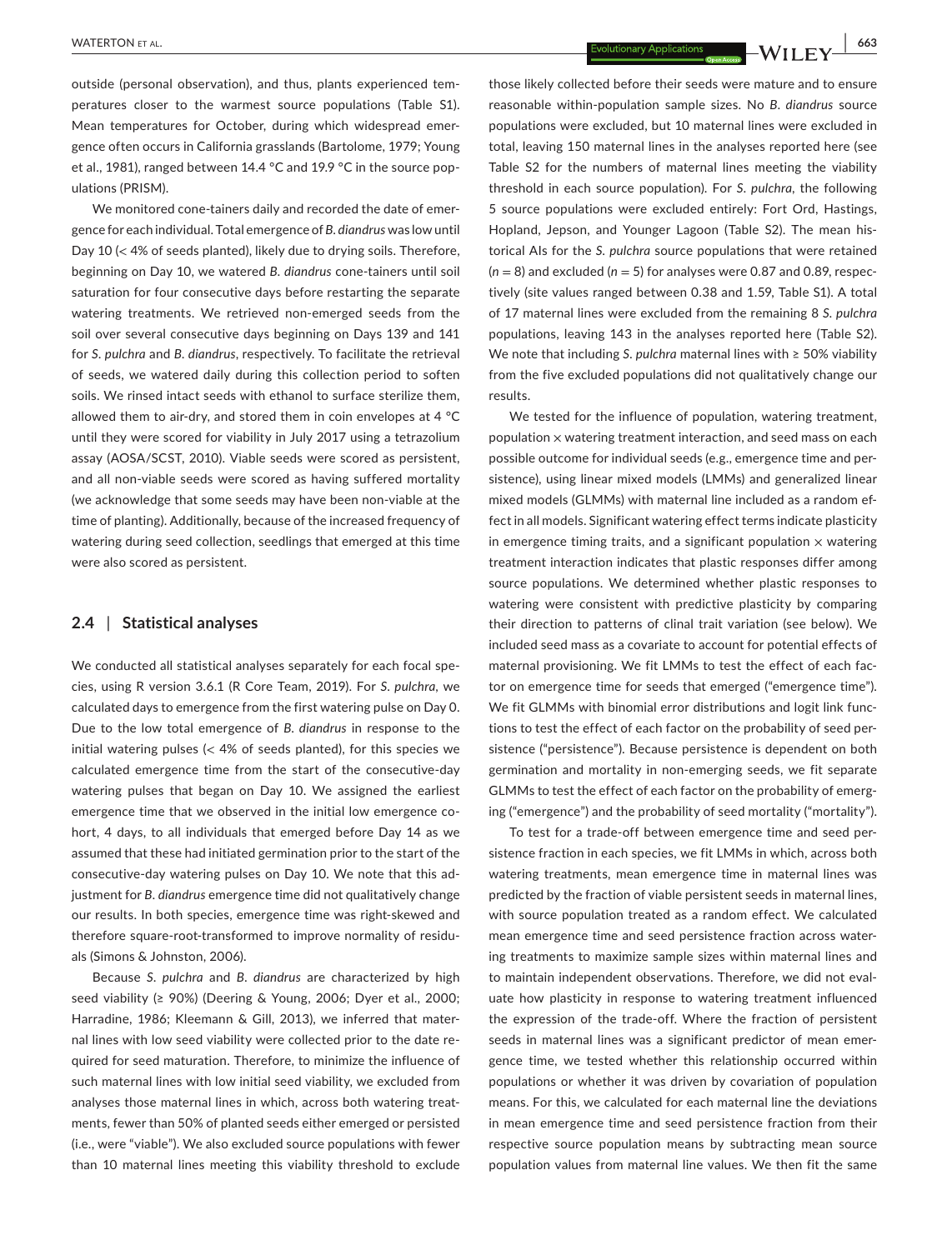outside (personal observation), and thus, plants experienced temperatures closer to the warmest source populations (Table S1). Mean temperatures for October, during which widespread emergence often occurs in California grasslands (Bartolome, 1979; Young et al., 1981), ranged between 14.4 °C and 19.9 °C in the source populations (PRISM).

We monitored cone-tainers daily and recorded the date of emergence for each individual. Total emergence of *B. diandrus* was low until Day 10 (< 4% of seeds planted), likely due to drying soils. Therefore, beginning on Day 10, we watered *B. diandrus* cone-tainers until soil saturation for four consecutive days before restarting the separate watering treatments. We retrieved non-emerged seeds from the soil over several consecutive days beginning on Days 139 and 141 for *S. pulchra* and *B. diandrus*, respectively. To facilitate the retrieval of seeds, we watered daily during this collection period to soften soils. We rinsed intact seeds with ethanol to surface sterilize them, allowed them to air-dry, and stored them in coin envelopes at 4 °C until they were scored for viability in July 2017 using a tetrazolium assay (AOSA/SCST, 2010). Viable seeds were scored as persistent, and all non-viable seeds were scored as having suffered mortality (we acknowledge that some seeds may have been non-viable at the time of planting). Additionally, because of the increased frequency of watering during seed collection, seedlings that emerged at this time were also scored as persistent.

## 2.4 | Statistical analyses

We conducted all statistical analyses separately for each focal species, using R version 3.6.1 (R Core Team, 2019). For *S. pulchra*, we calculated days to emergence from the first watering pulse on Day 0. Due to the low total emergence of *B. diandrus* in response to the initial watering pulses (< 4% of seeds planted), for this species we calculated emergence time from the start of the consecutive-day watering pulses that began on Day 10. We assigned the earliest emergence time that we observed in the initial low emergence cohort, 4 days, to all individuals that emerged before Day 14 as we assumed that these had initiated germination prior to the start of the consecutive-day watering pulses on Day 10. We note that this adjustment for *B. diandrus* emergence time did not qualitatively change our results. In both species, emergence time was right-skewed and therefore square-root-transformed to improve normality of residuals (Simons & Johnston, 2006).

Because *S. pulchra* and *B. diandrus* are characterized by high seed viability (≥ 90%) (Deering & Young, 2006; Dyer et al., 2000; Harradine, 1986; Kleemann & Gill, 2013), we inferred that maternal lines with low seed viability were collected prior to the date required for seed maturation. Therefore, to minimize the influence of such maternal lines with low initial seed viability, we excluded from analyses those maternal lines in which, across both watering treatments, fewer than 50% of planted seeds either emerged or persisted (i.e., were "viable"). We also excluded source populations with fewer than 10 maternal lines meeting this viability threshold to exclude those likely collected before their seeds were mature and to ensure reasonable within-population sample sizes. No *B. diandrus* source populations were excluded, but 10 maternal lines were excluded in total, leaving 150 maternal lines in the analyses reported here (see Table S2 for the numbers of maternal lines meeting the viability threshold in each source population). For *S. pulchra*, the following 5 source populations were excluded entirely: Fort Ord, Hastings, Hopland, Jepson, and Younger Lagoon (Table S2). The mean historical AIs for the *S. pulchra* source populations that were retained ($n = 8$) and excluded ($n = 5$) for analyses were 0.87 and 0.89, respectively (site values ranged between 0.38 and 1.59, Table S1). A total of 17 maternal lines were excluded from the remaining 8 *S. pulchra* populations, leaving 143 in the analyses reported here (Table S2). We note that including *S. pulchra* maternal lines with ≥ 50% viability from the five excluded populations did not qualitatively change our results.

We tested for the influence of population, watering treatment, population × watering treatment interaction, and seed mass on each possible outcome for individual seeds (e.g., emergence time and persistence), using linear mixed models (LMMs) and generalized linear mixed models (GLMMs) with maternal line included as a random effect in all models. Significant watering effect terms indicate plasticity in emergence timing traits, and a significant population × watering treatment interaction indicates that plastic responses differ among source populations. We determined whether plastic responses to watering were consistent with predictive plasticity by comparing their direction to patterns of clinal trait variation (see below). We included seed mass as a covariate to account for potential effects of maternal provisioning. We fit LMMs to test the effect of each factor on emergence time for seeds that emerged ("emergence time"). We fit GLMMs with binomial error distributions and logit link functions to test the effect of each factor on the probability of seed persistence ("persistence"). Because persistence is dependent on both germination and mortality in non-emerging seeds, we fit separate GLMMs to test the effect of each factor on the probability of emerging ("emergence") and the probability of seed mortality ("mortality").

To test for a trade-off between emergence time and seed persistence fraction in each species, we fit LMMs in which, across both watering treatments, mean emergence time in maternal lines was predicted by the fraction of viable persistent seeds in maternal lines, with source population treated as a random effect. We calculated mean emergence time and seed persistence fraction across watering treatments to maximize sample sizes within maternal lines and to maintain independent observations. Therefore, we did not evaluate how plasticity in response to watering treatment influenced the expression of the trade-off. Where the fraction of persistent seeds in maternal lines was a significant predictor of mean emergence time, we tested whether this relationship occurred within populations or whether it was driven by covariation of population means. For this, we calculated for each maternal line the deviations in mean emergence time and seed persistence fraction from their respective source population means by subtracting mean source population values from maternal line values. We then fit the same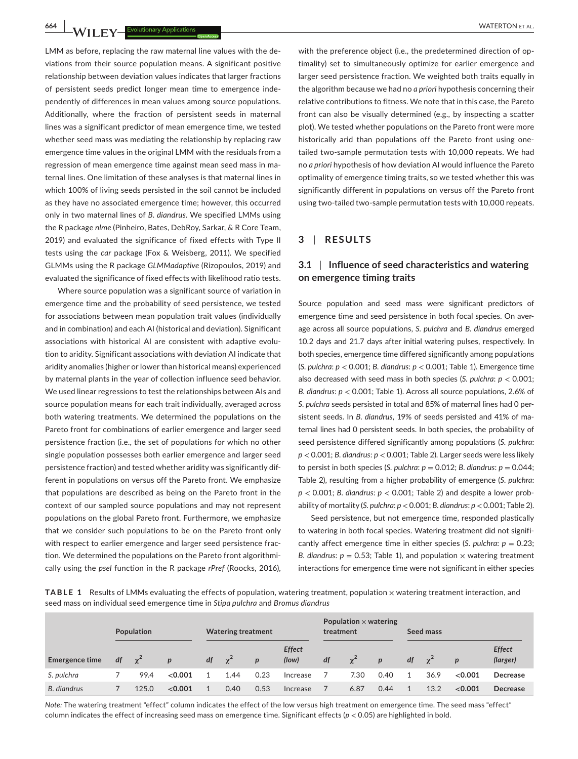LMM as before, replacing the raw maternal line values with the deviations from their source population means. A significant positive relationship between deviation values indicates that larger fractions of persistent seeds predict longer mean time to emergence independently of differences in mean values among source populations. Additionally, where the fraction of persistent seeds in maternal lines was a significant predictor of mean emergence time, we tested whether seed mass was mediating the relationship by replacing raw emergence time values in the original LMM with the residuals from a regression of mean emergence time against mean seed mass in maternal lines. One limitation of these analyses is that maternal lines in which 100% of living seeds persisted in the soil cannot be included as they have no associated emergence time; however, this occurred only in two maternal lines of *B. diandrus*. We specified LMMs using the R package *nlme* (Pinheiro, Bates, DebRoy, Sarkar, & R Core Team, 2019) and evaluated the significance of fixed effects with Type II tests using the *car* package (Fox & Weisberg, 2011). We specified GLMMs using the R package *GLMMadaptive* (Rizopoulos, 2019) and evaluated the significance of fixed effects with likelihood ratio tests.

Where source population was a significant source of variation in emergence time and the probability of seed persistence, we tested for associations between mean population trait values (individually and in combination) and each AI (historical and deviation). Significant associations with historical AI are consistent with adaptive evolution to aridity. Significant associations with deviation AI indicate that aridity anomalies (higher or lower than historical means) experienced by maternal plants in the year of collection influence seed behavior. We used linear regressions to test the relationships between AIs and source population means for each trait individually, averaged across both watering treatments. We determined the populations on the Pareto front for combinations of earlier emergence and larger seed persistence fraction (i.e., the set of populations for which no other single population possesses both earlier emergence and larger seed persistence fraction) and tested whether aridity was significantly different in populations on versus off the Pareto front. We emphasize that populations are described as being on the Pareto front in the context of our sampled source populations and may not represent populations on the global Pareto front. Furthermore, we emphasize that we consider such populations to be on the Pareto front only with respect to earlier emergence and larger seed persistence fraction. We determined the populations on the Pareto front algorithmically using the *psel* function in the R package *rPref* (Roocks, 2016), with the preference object (i.e., the predetermined direction of optimality) set to simultaneously optimize for earlier emergence and larger seed persistence fraction. We weighted both traits equally in the algorithm because we had no *a priori* hypothesis concerning their relative contributions to fitness. We note that in this case, the Pareto front can also be visually determined (e.g., by inspecting a scatter plot). We tested whether populations on the Pareto front were more historically arid than populations off the Pareto front using one-tailed two-sample permutation tests with 10,000 repeats. We had no *a priori* hypothesis of how deviation AI would influence the Pareto optimality of emergence timing traits, so we tested whether this was significantly different in populations on versus off the Pareto front using two-tailed two-sample permutation tests with 10,000 repeats.

## 3 | RESULTS

### 3.1 | Influence of seed characteristics and watering on emergence timing traits

Source population and seed mass were significant predictors of emergence time and seed persistence in both focal species. On average across all source populations, *S. pulchra* and *B. diandrus* emerged 10.2 days and 21.7 days after initial watering pulses, respectively. In both species, emergence time differed significantly among populations (*S. pulchra*: $p < 0.001$; *B. diandrus*: $p < 0.001$; Table 1). Emergence time also decreased with seed mass in both species (*S. pulchra*: $p < 0.001$; *B. diandrus*: $p < 0.001$; Table 1). Across all source populations, 2.6% of *S. pulchra* seeds persisted in total and 85% of maternal lines had 0 persistent seeds. In *B. diandrus*, 19% of seeds persisted and 41% of maternal lines had 0 persistent seeds. In both species, the probability of seed persistence differed significantly among populations (*S. pulchra*: $p < 0.001$; *B. diandrus*: $p < 0.001$; Table 2). Larger seeds were less likely to persist in both species (*S. pulchra*: $p = 0.012$; *B. diandrus*: $p = 0.044$; Table 2), resulting from a higher probability of emergence (*S. pulchra*: $p < 0.001$; *B. diandrus*: $p < 0.001$; Table 2) and despite a lower probability of mortality (*S. pulchra*: $p < 0.001$; *B. diandrus*: $p < 0.001$; Table 2).

Seed persistence, but not emergence time, responded plastically to watering in both focal species. Watering treatment did not significantly affect emergence time in either species (*S. pulchra*: $p = 0.23$; *B. diandrus*: $p = 0.53$; Table 1), and population × watering treatment interactions for emergence time were not significant in either species

**TABLE 1** Results of LMMs evaluating the effects of population, watering treatment, population × watering treatment interaction, and seed mass on individual seed emergence time in *Stipa pulchra* and *Bromus diandrus*

| | Population | | | Watering treatment | | | | Population × watering treatment | | | Seed mass | | | |
|---|---|---|---|---|---|---|---|---|---|---|---|---|---|---|
| Emergence time | *df* | $\chi^2$ | *p* | *df* | $\chi^2$ | *p* | *Effect (low)* | *df* | $\chi^2$ | *p* | *df* | $\chi^2$ | *p* | *Effect (larger)* |
| *S. pulchra* | 7 | 99.4 | **<0.001** | 1 | 1.44 | 0.23 | Increase | 7 | 7.30 | 0.40 | 1 | 36.9 | **<0.001** | **Decrease** |
| *B. diandrus* | 7 | 125.0 | **<0.001** | 1 | 0.40 | 0.53 | Increase | 7 | 6.87 | 0.44 | 1 | 13.2 | **<0.001** | **Decrease** |

*Note:* The watering treatment "effect" column indicates the effect of the low versus high treatment on emergence time. The seed mass "effect" column indicates the effect of increasing seed mass on emergence time. Significant effects ($p < 0.05$) are highlighted in bold.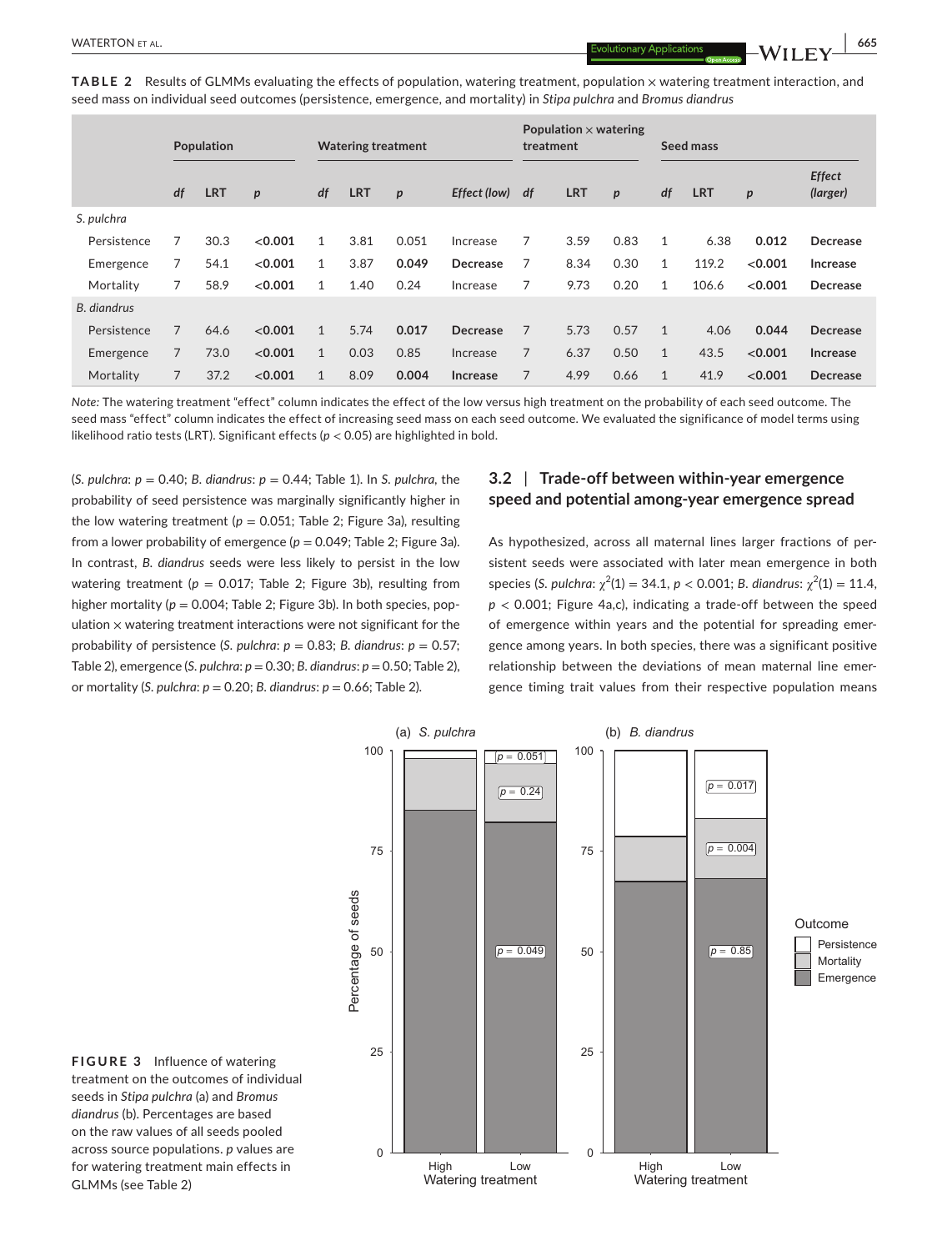**TABLE 2** Results of GLMMs evaluating the effects of population, watering treatment, population × watering treatment interaction, and seed mass on individual seed outcomes (persistence, emergence, and mortality) in *Stipa pulchra* and *Bromus diandrus*

| | Population | | | Watering treatment | | | | Population × watering treatment | | | Seed mass | | | |
|---|---|---|---|---|---|---|---|---|---|---|---|---|---|---|
| | *df* | LRT | *p* | *df* | LRT | *p* | *Effect (low)* | *df* | LRT | *p* | *df* | LRT | *p* | *Effect (larger)* |
| *S. pulchra* | | | | | | | | | | | | | | |
| Persistence | 7 | 30.3 | **<0.001** | 1 | 3.81 | 0.051 | Increase | 7 | 3.59 | 0.83 | 1 | 6.38 | **0.012** | **Decrease** |
| Emergence | 7 | 54.1 | **<0.001** | 1 | 3.87 | **0.049** | **Decrease** | 7 | 8.34 | 0.30 | 1 | 119.2 | **<0.001** | **Increase** |
| Mortality | 7 | 58.9 | **<0.001** | 1 | 1.40 | 0.24 | Increase | 7 | 9.73 | 0.20 | 1 | 106.6 | **<0.001** | **Decrease** |
| *B. diandrus* | | | | | | | | | | | | | | |
| Persistence | 7 | 64.6 | **<0.001** | 1 | 5.74 | **0.017** | **Decrease** | 7 | 5.73 | 0.57 | 1 | 4.06 | **0.044** | **Decrease** |
| Emergence | 7 | 73.0 | **<0.001** | 1 | 0.03 | 0.85 | Increase | 7 | 6.37 | 0.50 | 1 | 43.5 | **<0.001** | **Increase** |
| Mortality | 7 | 37.2 | **<0.001** | 1 | 8.09 | **0.004** | **Increase** | 7 | 4.99 | 0.66 | 1 | 41.9 | **<0.001** | **Decrease** |

*Note*: The watering treatment "effect" column indicates the effect of the low versus high treatment on the probability of each seed outcome. The seed mass "effect" column indicates the effect of increasing seed mass on each seed outcome. We evaluated the significance of model terms using likelihood ratio tests (LRT). Significant effects ($p < 0.05$) are highlighted in bold.

(*S. pulchra*: $p = 0.40$; *B. diandrus*: $p = 0.44$; Table 1). In *S. pulchra*, the probability of seed persistence was marginally significantly higher in the low watering treatment ($p = 0.051$; Table 2; Figure 3a), resulting from a lower probability of emergence ($p = 0.049$; Table 2; Figure 3a). In contrast, *B. diandrus* seeds were less likely to persist in the low watering treatment ($p = 0.017$; Table 2; Figure 3b), resulting from higher mortality ($p = 0.004$; Table 2; Figure 3b). In both species, population × watering treatment interactions were not significant for the probability of persistence (*S. pulchra*: $p = 0.83$; *B. diandrus*: $p = 0.57$; Table 2), emergence (*S. pulchra*: $p = 0.30$; *B. diandrus*: $p = 0.50$; Table 2), or mortality (*S. pulchra*: $p = 0.20$; *B. diandrus*: $p = 0.66$; Table 2).

### 3.2 | Trade-off between within-year emergence speed and potential among-year emergence spread

As hypothesized, across all maternal lines larger fractions of persistent seeds were associated with later mean emergence in both species (*S. pulchra*: $\chi^2(1) = 34.1$, $p < 0.001$; *B. diandrus*: $\chi^2(1) = 11.4$, $p < 0.001$; Figure 4a,c), indicating a trade-off between the speed of emergence within years and the potential for spreading emergence among years. In both species, there was a significant positive relationship between the deviations of mean maternal line emergence timing trait values from their respective population means

**FIGURE 3** Influence of watering treatment on the outcomes of individual seeds in *Stipa pulchra* (a) and *Bromus diandrus* (b). Percentages are based on the raw values of all seeds pooled across source populations. *p* values are for watering treatment main effects in GLMMs (see Table 2)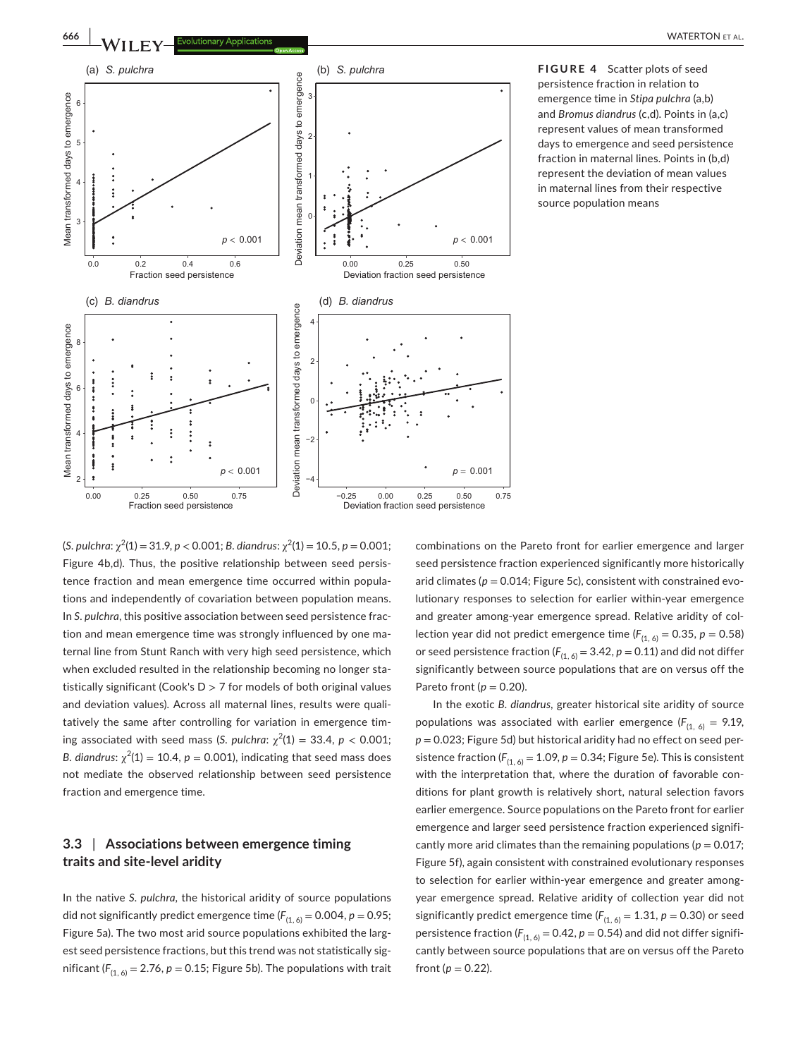**FIGURE 4** Scatter plots of seed persistence fraction in relation to emergence time in *Stipa pulchra* (a,b) and *Bromus diandrus* (c,d). Points in (a,c) represent values of mean transformed days to emergence and seed persistence fraction in maternal lines. Points in (b,d) represent the deviation of mean values in maternal lines from their respective source population means

(*S. pulchra*: $\chi^2(1) = 31.9$, $p < 0.001$; *B. diandrus*: $\chi^2(1) = 10.5$, $p = 0.001$; Figure 4b,d). Thus, the positive relationship between seed persistence fraction and mean emergence time occurred within populations and independently of covariation between population means. In *S. pulchra*, this positive association between seed persistence fraction and mean emergence time was strongly influenced by one maternal line from Stunt Ranch with very high seed persistence, which when excluded resulted in the relationship becoming no longer statistically significant (Cook's D > 7 for models of both original values and deviation values). Across all maternal lines, results were qualitatively the same after controlling for variation in emergence timing associated with seed mass (*S. pulchra*: $\chi^2(1) = 33.4$, $p < 0.001$; *B. diandrus*: $\chi^2(1) = 10.4$, $p = 0.001$), indicating that seed mass does not mediate the observed relationship between seed persistence fraction and emergence time.

## 3.3 | Associations between emergence timing traits and site-level aridity

In the native *S. pulchra*, the historical aridity of source populations did not significantly predict emergence time ($F_{(1,6)} = 0.004$, $p = 0.95$; Figure 5a). The two most arid source populations exhibited the largest seed persistence fractions, but this trend was not statistically significant ($F_{(1,6)} = 2.76$, $p = 0.15$; Figure 5b). The populations with trait combinations on the Pareto front for earlier emergence and larger seed persistence fraction experienced significantly more historically arid climates ($p = 0.014$; Figure 5c), consistent with constrained evolutionary responses to selection for earlier within-year emergence and greater among-year emergence spread. Relative aridity of collection year did not predict emergence time ($F_{(1,6)} = 0.35$, $p = 0.58$) or seed persistence fraction ($F_{(1,6)} = 3.42$, $p = 0.11$) and did not differ significantly between source populations that are on versus off the Pareto front ($p = 0.20$).

In the exotic *B. diandrus*, greater historical site aridity of source populations was associated with earlier emergence ($F_{(1,6)} = 9.19$, $p = 0.023$; Figure 5d) but historical aridity had no effect on seed persistence fraction ($F_{(1,6)} = 1.09$, $p = 0.34$; Figure 5e). This is consistent with the interpretation that, where the duration of favorable conditions for plant growth is relatively short, natural selection favors earlier emergence. Source populations on the Pareto front for earlier emergence and larger seed persistence fraction experienced significantly more arid climates than the remaining populations ($p = 0.017$; Figure 5f), again consistent with constrained evolutionary responses to selection for earlier within-year emergence and greater among-year emergence spread. Relative aridity of collection year did not significantly predict emergence time ($F_{(1,6)} = 1.31$, $p = 0.30$) or seed persistence fraction ($F_{(1,6)} = 0.42$, $p = 0.54$) and did not differ significantly between source populations that are on versus off the Pareto front ($p = 0.22$).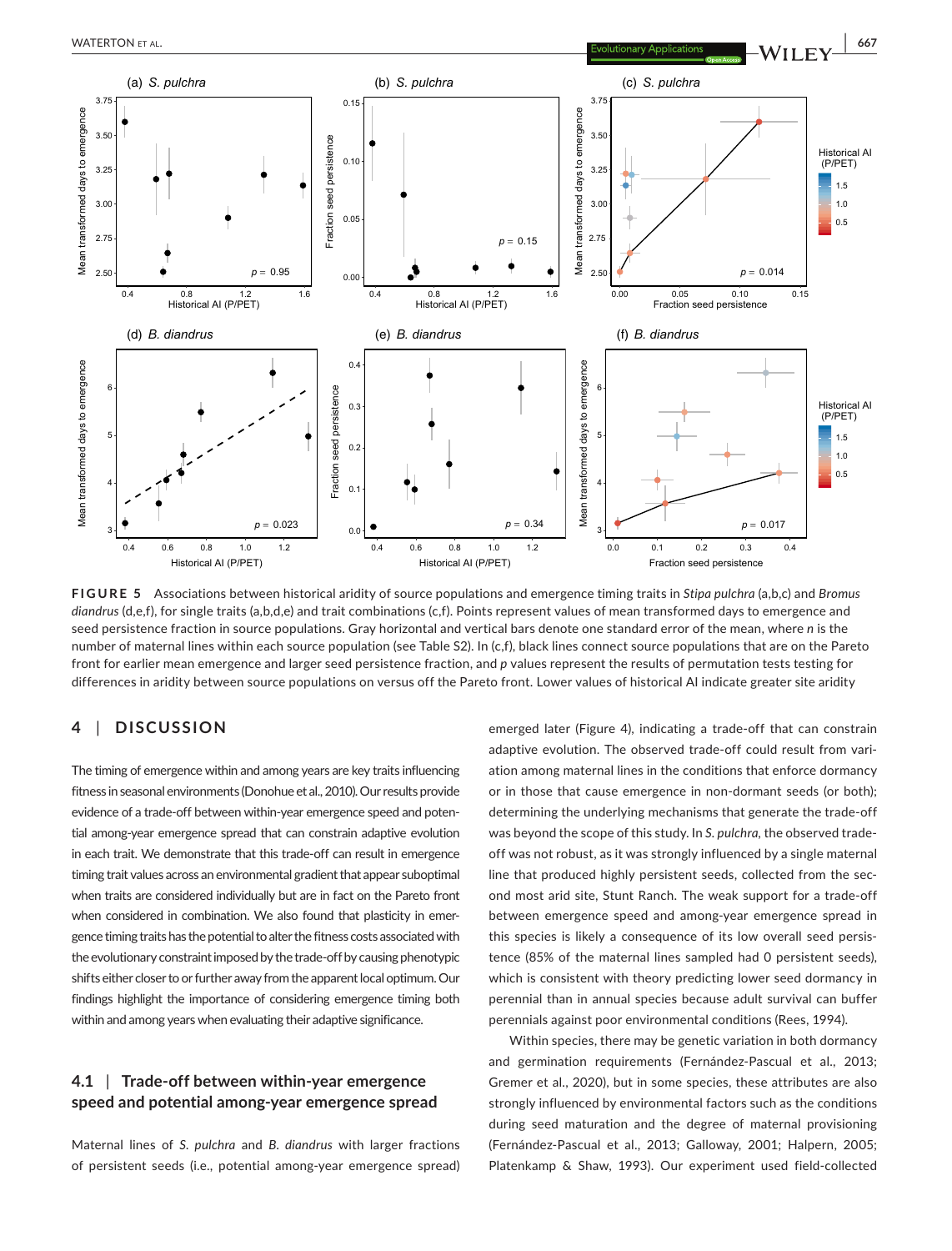**FIGURE 5** Associations between historical aridity of source populations and emergence timing traits in *Stipa pulchra* (a,b,c) and *Bromus diandrus* (d,e,f), for single traits (a,b,d,e) and trait combinations (c,f). Points represent values of mean transformed days to emergence and seed persistence fraction in source populations. Gray horizontal and vertical bars denote one standard error of the mean, where *n* is the number of maternal lines within each source population (see Table S2). In (c,f), black lines connect source populations that are on the Pareto front for earlier mean emergence and larger seed persistence fraction, and *p* values represent the results of permutation tests testing for differences in aridity between source populations on versus off the Pareto front. Lower values of historical AI indicate greater site aridity

## 4 | DISCUSSION

The timing of emergence within and among years are key traits influencing fitness in seasonal environments (Donohue et al., 2010). Our results provide evidence of a trade-off between within-year emergence speed and potential among-year emergence spread that can constrain adaptive evolution in each trait. We demonstrate that this trade-off can result in emergence timing trait values across an environmental gradient that appear suboptimal when traits are considered individually but are in fact on the Pareto front when considered in combination. We also found that plasticity in emergence timing traits has the potential to alter the fitness costs associated with the evolutionary constraint imposed by the trade-off by causing phenotypic shifts either closer to or further away from the apparent local optimum. Our findings highlight the importance of considering emergence timing both within and among years when evaluating their adaptive significance.

### 4.1 | Trade-off between within-year emergence speed and potential among-year emergence spread

Maternal lines of *S. pulchra* and *B. diandrus* with larger fractions of persistent seeds (i.e., potential among-year emergence spread) emerged later (Figure 4), indicating a trade-off that can constrain adaptive evolution. The observed trade-off could result from variation among maternal lines in the conditions that enforce dormancy or in those that cause emergence in non-dormant seeds (or both); determining the underlying mechanisms that generate the trade-off was beyond the scope of this study. In *S. pulchra*, the observed trade-off was not robust, as it was strongly influenced by a single maternal line that produced highly persistent seeds, collected from the second most arid site, Stunt Ranch. The weak support for a trade-off between emergence speed and among-year emergence spread in this species is likely a consequence of its low overall seed persistence (85% of the maternal lines sampled had 0 persistent seeds), which is consistent with theory predicting lower seed dormancy in perennial than in annual species because adult survival can buffer perennials against poor environmental conditions (Rees, 1994).

Within species, there may be genetic variation in both dormancy and germination requirements (Fernández-Pascual et al., 2013; Gremer et al., 2020), but in some species, these attributes are also strongly influenced by environmental factors such as the conditions during seed maturation and the degree of maternal provisioning (Fernández-Pascual et al., 2013; Galloway, 2001; Halpern, 2005; Platenkamp & Shaw, 1993). Our experiment used field-collected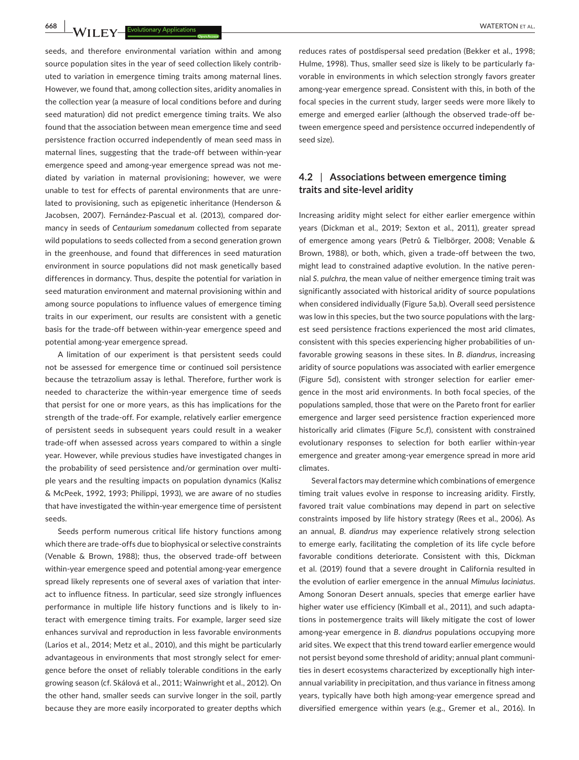seeds, and therefore environmental variation within and among source population sites in the year of seed collection likely contributed to variation in emergence timing traits among maternal lines. However, we found that, among collection sites, aridity anomalies in the collection year (a measure of local conditions before and during seed maturation) did not predict emergence timing traits. We also found that the association between mean emergence time and seed persistence fraction occurred independently of mean seed mass in maternal lines, suggesting that the trade-off between within-year emergence speed and among-year emergence spread was not mediated by variation in maternal provisioning; however, we were unable to test for effects of parental environments that are unrelated to provisioning, such as epigenetic inheritance (Henderson & Jacobsen, 2007). Fernández-Pascual et al. (2013), compared dormancy in seeds of *Centaurium somedanum* collected from separate wild populations to seeds collected from a second generation grown in the greenhouse, and found that differences in seed maturation environment in source populations did not mask genetically based differences in dormancy. Thus, despite the potential for variation in seed maturation environment and maternal provisioning within and among source populations to influence values of emergence timing traits in our experiment, our results are consistent with a genetic basis for the trade-off between within-year emergence speed and potential among-year emergence spread.

A limitation of our experiment is that persistent seeds could not be assessed for emergence time or continued soil persistence because the tetrazolium assay is lethal. Therefore, further work is needed to characterize the within-year emergence time of seeds that persist for one or more years, as this has implications for the strength of the trade-off. For example, relatively earlier emergence of persistent seeds in subsequent years could result in a weaker trade-off when assessed across years compared to within a single year. However, while previous studies have investigated changes in the probability of seed persistence and/or germination over multiple years and the resulting impacts on population dynamics (Kalisz & McPeek, 1992, 1993; Philippi, 1993), we are aware of no studies that have investigated the within-year emergence time of persistent seeds.

Seeds perform numerous critical life history functions among which there are trade-offs due to biophysical or selective constraints (Venable & Brown, 1988); thus, the observed trade-off between within-year emergence speed and potential among-year emergence spread likely represents one of several axes of variation that interact to influence fitness. In particular, seed size strongly influences performance in multiple life history functions and is likely to interact with emergence timing traits. For example, larger seed size enhances survival and reproduction in less favorable environments (Larios et al., 2014; Metz et al., 2010), and this might be particularly advantageous in environments that most strongly select for emergence before the onset of reliably tolerable conditions in the early growing season (cf. Skálová et al., 2011; Wainwright et al., 2012). On the other hand, smaller seeds can survive longer in the soil, partly because they are more easily incorporated to greater depths which reduces rates of postdispersal seed predation (Bekker et al., 1998; Hulme, 1998). Thus, smaller seed size is likely to be particularly favorable in environments in which selection strongly favors greater among-year emergence spread. Consistent with this, in both of the focal species in the current study, larger seeds were more likely to emerge and emerged earlier (although the observed trade-off between emergence speed and persistence occurred independently of seed size).

### 4.2 | Associations between emergence timing traits and site-level aridity

Increasing aridity might select for either earlier emergence within years (Dickman et al., 2019; Sexton et al., 2011), greater spread of emergence among years (Petrů & Tielbörger, 2008; Venable & Brown, 1988), or both, which, given a trade-off between the two, might lead to constrained adaptive evolution. In the native perennial *S. pulchra*, the mean value of neither emergence timing trait was significantly associated with historical aridity of source populations when considered individually (Figure 5a,b). Overall seed persistence was low in this species, but the two source populations with the largest seed persistence fractions experienced the most arid climates, consistent with this species experiencing higher probabilities of unfavorable growing seasons in these sites. In *B. diandrus*, increasing aridity of source populations was associated with earlier emergence (Figure 5d), consistent with stronger selection for earlier emergence in the most arid environments. In both focal species, of the populations sampled, those that were on the Pareto front for earlier emergence and larger seed persistence fraction experienced more historically arid climates (Figure 5c,f), consistent with constrained evolutionary responses to selection for both earlier within-year emergence and greater among-year emergence spread in more arid climates.

Several factors may determine which combinations of emergence timing trait values evolve in response to increasing aridity. Firstly, favored trait value combinations may depend in part on selective constraints imposed by life history strategy (Rees et al., 2006). As an annual, *B. diandrus* may experience relatively strong selection to emerge early, facilitating the completion of its life cycle before favorable conditions deteriorate. Consistent with this, Dickman et al. (2019) found that a severe drought in California resulted in the evolution of earlier emergence in the annual *Mimulus laciniatus*. Among Sonoran Desert annuals, species that emerge earlier have higher water use efficiency (Kimball et al., 2011), and such adaptations in postemergence traits will likely mitigate the cost of lower among-year emergence in *B. diandrus* populations occupying more arid sites. We expect that this trend toward earlier emergence would not persist beyond some threshold of aridity; annual plant communities in desert ecosystems characterized by exceptionally high interannual variability in precipitation, and thus variance in fitness among years, typically have both high among-year emergence spread and diversified emergence within years (e.g., Gremer et al., 2016). In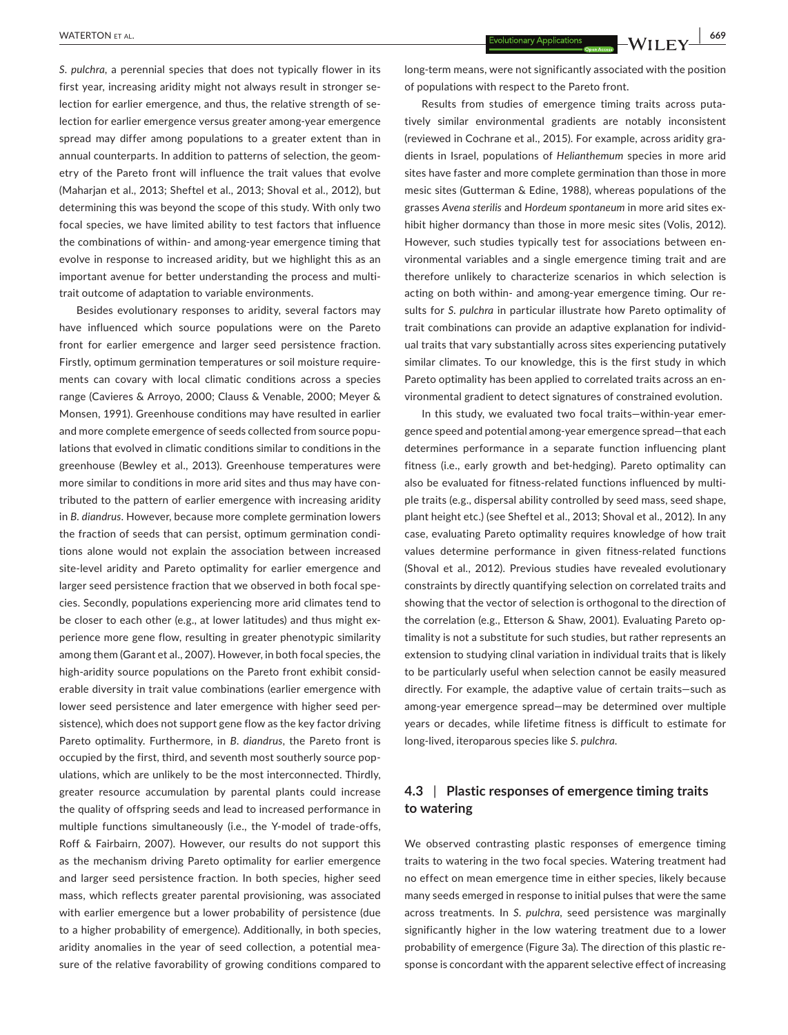*S. pulchra*, a perennial species that does not typically flower in its first year, increasing aridity might not always result in stronger selection for earlier emergence, and thus, the relative strength of selection for earlier emergence versus greater among-year emergence spread may differ among populations to a greater extent than in annual counterparts. In addition to patterns of selection, the geometry of the Pareto front will influence the trait values that evolve (Maharjan et al., 2013; Sheftel et al., 2013; Shoval et al., 2012), but determining this was beyond the scope of this study. With only two focal species, we have limited ability to test factors that influence the combinations of within- and among-year emergence timing that evolve in response to increased aridity, but we highlight this as an important avenue for better understanding the process and multi-trait outcome of adaptation to variable environments.

Besides evolutionary responses to aridity, several factors may have influenced which source populations were on the Pareto front for earlier emergence and larger seed persistence fraction. Firstly, optimum germination temperatures or soil moisture requirements can covary with local climatic conditions across a species range (Cavieres & Arroyo, 2000; Clauss & Venable, 2000; Meyer & Monsen, 1991). Greenhouse conditions may have resulted in earlier and more complete emergence of seeds collected from source populations that evolved in climatic conditions similar to conditions in the greenhouse (Bewley et al., 2013). Greenhouse temperatures were more similar to conditions in more arid sites and thus may have contributed to the pattern of earlier emergence with increasing aridity in *B. diandrus*. However, because more complete germination lowers the fraction of seeds that can persist, optimum germination conditions alone would not explain the association between increased site-level aridity and Pareto optimality for earlier emergence and larger seed persistence fraction that we observed in both focal species. Secondly, populations experiencing more arid climates tend to be closer to each other (e.g., at lower latitudes) and thus might experience more gene flow, resulting in greater phenotypic similarity among them (Garant et al., 2007). However, in both focal species, the high-aridity source populations on the Pareto front exhibit considerable diversity in trait value combinations (earlier emergence with lower seed persistence and later emergence with higher seed persistence), which does not support gene flow as the key factor driving Pareto optimality. Furthermore, in *B. diandrus*, the Pareto front is occupied by the first, third, and seventh most southerly source populations, which are unlikely to be the most interconnected. Thirdly, greater resource accumulation by parental plants could increase the quality of offspring seeds and lead to increased performance in multiple functions simultaneously (i.e., the Y-model of trade-offs, Roff & Fairbairn, 2007). However, our results do not support this as the mechanism driving Pareto optimality for earlier emergence and larger seed persistence fraction. In both species, higher seed mass, which reflects greater parental provisioning, was associated with earlier emergence but a lower probability of persistence (due to a higher probability of emergence). Additionally, in both species, aridity anomalies in the year of seed collection, a potential measure of the relative favorability of growing conditions compared to long-term means, were not significantly associated with the position of populations with respect to the Pareto front.

Results from studies of emergence timing traits across putatively similar environmental gradients are notably inconsistent (reviewed in Cochrane et al., 2015). For example, across aridity gradients in Israel, populations of *Helianthemum* species in more arid sites have faster and more complete germination than those in more mesic sites (Gutterman & Edine, 1988), whereas populations of the grasses *Avena sterilis* and *Hordeum spontaneum* in more arid sites exhibit higher dormancy than those in more mesic sites (Volis, 2012). However, such studies typically test for associations between environmental variables and a single emergence timing trait and are therefore unlikely to characterize scenarios in which selection is acting on both within- and among-year emergence timing. Our results for *S. pulchra* in particular illustrate how Pareto optimality of trait combinations can provide an adaptive explanation for individual traits that vary substantially across sites experiencing putatively similar climates. To our knowledge, this is the first study in which Pareto optimality has been applied to correlated traits across an environmental gradient to detect signatures of constrained evolution.

In this study, we evaluated two focal traits—within-year emergence speed and potential among-year emergence spread—that each determines performance in a separate function influencing plant fitness (i.e., early growth and bet-hedging). Pareto optimality can also be evaluated for fitness-related functions influenced by multiple traits (e.g., dispersal ability controlled by seed mass, seed shape, plant height etc.) (see Sheftel et al., 2013; Shoval et al., 2012). In any case, evaluating Pareto optimality requires knowledge of how trait values determine performance in given fitness-related functions (Shoval et al., 2012). Previous studies have revealed evolutionary constraints by directly quantifying selection on correlated traits and showing that the vector of selection is orthogonal to the direction of the correlation (e.g., Etterson & Shaw, 2001). Evaluating Pareto optimality is not a substitute for such studies, but rather represents an extension to studying clinal variation in individual traits that is likely to be particularly useful when selection cannot be easily measured directly. For example, the adaptive value of certain traits—such as among-year emergence spread—may be determined over multiple years or decades, while lifetime fitness is difficult to estimate for long-lived, iteroparous species like *S. pulchra*.

### 4.3 | Plastic responses of emergence timing traits to watering

We observed contrasting plastic responses of emergence timing traits to watering in the two focal species. Watering treatment had no effect on mean emergence time in either species, likely because many seeds emerged in response to initial pulses that were the same across treatments. In *S. pulchra*, seed persistence was marginally significantly higher in the low watering treatment due to a lower probability of emergence (Figure 3a). The direction of this plastic response is concordant with the apparent selective effect of increasing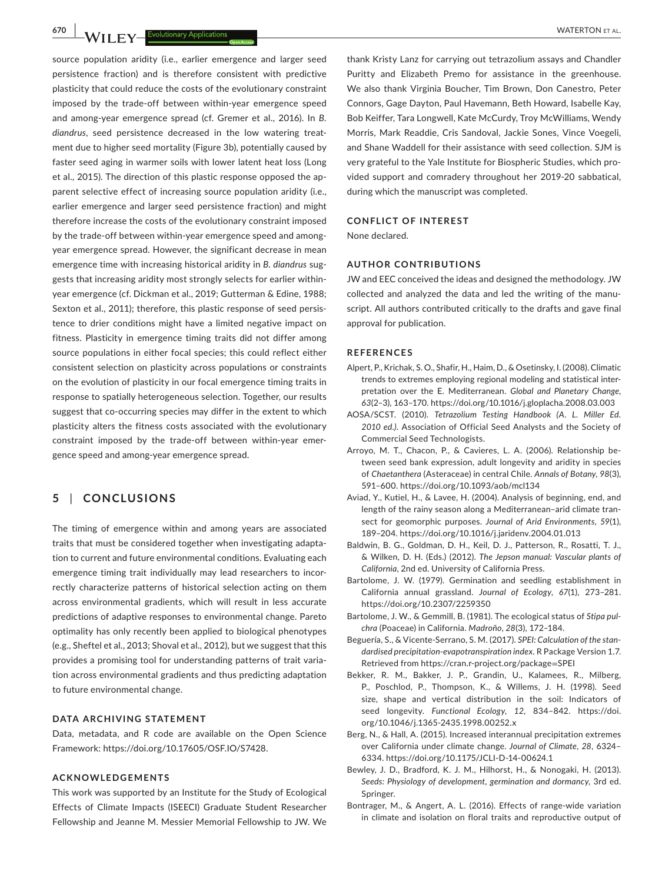source population aridity (i.e., earlier emergence and larger seed persistence fraction) and is therefore consistent with predictive plasticity that could reduce the costs of the evolutionary constraint imposed by the trade-off between within-year emergence speed and among-year emergence spread (cf. Gremer et al., 2016). In *B. diandrus*, seed persistence decreased in the low watering treatment due to higher seed mortality (Figure 3b), potentially caused by faster seed aging in warmer soils with lower latent heat loss (Long et al., 2015). The direction of this plastic response opposed the apparent selective effect of increasing source population aridity (i.e., earlier emergence and larger seed persistence fraction) and might therefore increase the costs of the evolutionary constraint imposed by the trade-off between within-year emergence speed and among-year emergence spread. However, the significant decrease in mean emergence time with increasing historical aridity in *B. diandrus* suggests that increasing aridity most strongly selects for earlier within-year emergence (cf. Dickman et al., 2019; Gutterman & Edine, 1988; Sexton et al., 2011); therefore, this plastic response of seed persistence to drier conditions might have a limited negative impact on fitness. Plasticity in emergence timing traits did not differ among source populations in either focal species; this could reflect either consistent selection on plasticity across populations or constraints on the evolution of plasticity in our focal emergence timing traits in response to spatially heterogeneous selection. Together, our results suggest that co-occurring species may differ in the extent to which plasticity alters the fitness costs associated with the evolutionary constraint imposed by the trade-off between within-year emergence speed and among-year emergence spread.

## 5 | CONCLUSIONS

The timing of emergence within and among years are associated traits that must be considered together when investigating adaptation to current and future environmental conditions. Evaluating each emergence timing trait individually may lead researchers to incorrectly characterize patterns of historical selection acting on them across environmental gradients, which will result in less accurate predictions of adaptive responses to environmental change. Pareto optimality has only recently been applied to biological phenotypes (e.g., Sheftel et al., 2013; Shoval et al., 2012), but we suggest that this provides a promising tool for understanding patterns of trait variation across environmental gradients and thus predicting adaptation to future environmental change.

### DATA ARCHIVING STATEMENT

Data, metadata, and R code are available on the Open Science Framework: https://doi.org/10.17605/OSF.IO/S7428.

### ACKNOWLEDGEMENTS

This work was supported by an Institute for the Study of Ecological Effects of Climate Impacts (ISEECI) Graduate Student Researcher Fellowship and Jeanne M. Messier Memorial Fellowship to JW. We thank Kristy Lanz for carrying out tetrazolium assays and Chandler Puritty and Elizabeth Premo for assistance in the greenhouse. We also thank Virginia Boucher, Tim Brown, Don Canestro, Peter Connors, Gage Dayton, Paul Havemann, Beth Howard, Isabelle Kay, Bob Keiffer, Tara Longwell, Kate McCurdy, Troy McWilliams, Wendy Morris, Mark Readdie, Cris Sandoval, Jackie Sones, Vince Voegeli, and Shane Waddell for their assistance with seed collection. SJM is very grateful to the Yale Institute for Biospheric Studies, which provided support and comradery throughout her 2019-20 sabbatical, during which the manuscript was completed.

### CONFLICT OF INTEREST

None declared.

### AUTHOR CONTRIBUTIONS

JW and EEC conceived the ideas and designed the methodology. JW collected and analyzed the data and led the writing of the manuscript. All authors contributed critically to the drafts and gave final approval for publication.

### REFERENCES

Alpert, P., Krichak, S. O., Shafir, H., Haim, D., & Osetinsky, I. (2008). Climatic trends to extremes employing regional modeling and statistical interpretation over the E. Mediterranean. *Global and Planetary Change*, *63*(2–3), 163–170. https://doi.org/10.1016/j.gloplacha.2008.03.003

AOSA/SCST. (2010). *Tetrazolium Testing Handbook (A. L. Miller Ed. 2010 ed.)*. Association of Official Seed Analysts and the Society of Commercial Seed Technologists.

Arroyo, M. T., Chacon, P., & Cavieres, L. A. (2006). Relationship between seed bank expression, adult longevity and aridity in species of *Chaetanthera* (Asteraceae) in central Chile. *Annals of Botany*, *98*(3), 591–600. https://doi.org/10.1093/aob/mcl134

Aviad, Y., Kutiel, H., & Lavee, H. (2004). Analysis of beginning, end, and length of the rainy season along a Mediterranean–arid climate transect for geomorphic purposes. *Journal of Arid Environments*, *59*(1), 189–204. https://doi.org/10.1016/j.jaridenv.2004.01.013

Baldwin, B. G., Goldman, D. H., Keil, D. J., Patterson, R., Rosatti, T. J., & Wilken, D. H. (Eds.) (2012). *The Jepson manual: Vascular plants of California*, 2nd ed. University of California Press.

Bartolome, J. W. (1979). Germination and seedling establishment in California annual grassland. *Journal of Ecology*, *67*(1), 273–281. https://doi.org/10.2307/2259350

Bartolome, J. W., & Gemmill, B. (1981). The ecological status of *Stipa pulchra* (Poaceae) in California. *Madroño*, *28*(3), 172–184.

Beguería, S., & Vicente-Serrano, S. M. (2017). *SPEI: Calculation of the standardised precipitation-evapotranspiration index*. R Package Version 1.7. Retrieved from https://cran.r-project.org/package=SPEI

Bekker, R. M., Bakker, J. P., Grandin, U., Kalamees, R., Milberg, P., Poschlod, P., Thompson, K., & Willems, J. H. (1998). Seed size, shape and vertical distribution in the soil: Indicators of seed longevity. *Functional Ecology*, *12*, 834–842. https://doi.org/10.1046/j.1365-2435.1998.00252.x

Berg, N., & Hall, A. (2015). Increased interannual precipitation extremes over California under climate change. *Journal of Climate*, *28*, 6324–6334. https://doi.org/10.1175/JCLI-D-14-00624.1

Bewley, J. D., Bradford, K. J. M., Hilhorst, H., & Nonogaki, H. (2013). *Seeds: Physiology of development, germination and dormancy*, 3rd ed. Springer.

Bontrager, M., & Angert, A. L. (2016). Effects of range-wide variation in climate and isolation on floral traits and reproductive output of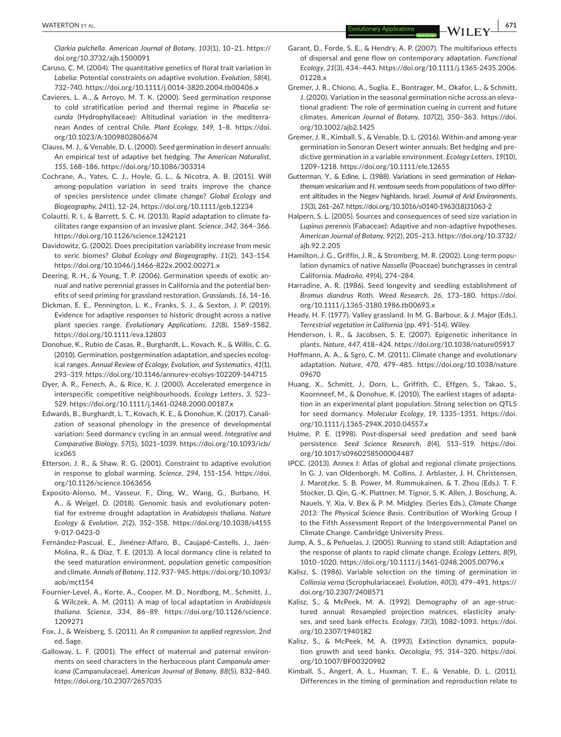*Clarkia pulchella*. *American Journal of Botany*, *103*(1), 10–21. https://doi.org/10.3732/ajb.1500091

Caruso, C. M. (2004). The quantitative genetics of floral trait variation in *Lobelia*: Potential constraints on adaptive evolution. *Evolution*, *58*(4), 732–740. https://doi.org/10.1111/j.0014-3820.2004.tb00406.x

Cavieres, L. A., & Arroyo, M. T. K. (2000). Seed germination response to cold stratification period and thermal regime in *Phacelia secunda* (Hydrophyllaceae): Altitudinal variation in the mediterranean Andes of central Chile. *Plant Ecology*, *149*, 1–8. https://doi.org/10.1023/A:1009802806674

Clauss, M. J., & Venable, D. L. (2000). Seed germination in desert annuals: An empirical test of adaptive bet hedging. *The American Naturalist*, *155*, 168–186. https://doi.org/10.1086/303314

Cochrane, A., Yates, C. J., Hoyle, G. L., & Nicotra, A. B. (2015). Will among-population variation in seed traits improve the chance of species persistence under climate change? *Global Ecology and Biogeography*, *24*(1), 12–24. https://doi.org/10.1111/geb.12234

Colautti, R. I., & Barrett, S. C. H. (2013). Rapid adaptation to climate facilitates range expansion of an invasive plant. *Science*, *342*, 364–366. https://doi.org/10.1126/science.1242121

Davidowitz, G. (2002). Does precipitation variability increase from mesic to xeric biomes? *Global Ecology and Biogeography*, *11*(2), 143–154. https://doi.org/10.1046/j.1466-822x.2002.00271.x

Deering, R. H., & Young, T. P. (2006). Germination speeds of exotic annual and native perennial grasses in California and the potential benefits of seed priming for grassland restoration. *Grasslands*, *16*, 14–16.

Dickman, E. E., Pennington, L. K., Franks, S. J., & Sexton, J. P. (2019). Evidence for adaptive responses to historic drought across a native plant species range. *Evolutionary Applications*, *12*(8), 1569–1582. https://doi.org/10.1111/eva.12803

Donohue, K., Rubio de Casas, R., Burghardt, L., Kovach, K., & Willis, C. G. (2010). Germination, postgermination adaptation, and species ecological ranges. *Annual Review of Ecology, Evolution, and Systematics*, *41*(1), 293–319. https://doi.org/10.1146/annurev-ecolsys-102209-144715

Dyer, A. R., Fenech, A., & Rice, K. J. (2000). Accelerated emergence in interspecific competitive neighbourhoods. *Ecology Letters*, *3*, 523–529. https://doi.org/10.1111/j.1461-0248.2000.00187.x

Edwards, B., Burghardt, L. T., Kovach, K. E., & Donohue, K. (2017). Canalization of seasonal phenology in the presence of developmental variation: Seed dormancy cycling in an annual weed. *Integrative and Comparative Biology*, *57*(5), 1021–1039. https://doi.org/10.1093/icb/icx065

Etterson, J. R., & Shaw, R. G. (2001). Constraint to adaptive evolution in response to global warming. *Science*, *294*, 151–154. https://doi.org/10.1126/science.1063656

Exposito-Alonso, M., Vasseur, F., Ding, W., Wang, G., Burbano, H. A., & Weigel, D. (2018). Genomic basis and evolutionary potential for extreme drought adaptation in *Arabidopsis thaliana*. *Nature Ecology & Evolution*, *2*(2), 352–358. https://doi.org/10.1038/s41559-017-0423-0

Fernández-Pascual, E., Jiménez-Alfaro, B., Caujapé-Castells, J., Jaén-Molina, R., & Díaz, T. E. (2013). A local dormancy cline is related to the seed maturation environment, population genetic composition and climate. *Annals of Botany*, *112*, 937–945. https://doi.org/10.1093/aob/mct154

Fournier-Level, A., Korte, A., Cooper, M. D., Nordborg, M., Schmitt, J., & Wilczek, A. M. (2011). A map of local adaptation in *Arabidopsis thaliana*. *Science*, *334*, 86–89. https://doi.org/10.1126/science.1209271

Fox, J., & Weisberg, S. (2011). *An R companion to applied regression*, 2nd ed. Sage.

Galloway, L. F. (2001). The effect of maternal and paternal environments on seed characters in the herbaceous plant *Campanula americana* (Campanulaceae). *American Journal of Botany*, *88*(5), 832–840. https://doi.org/10.2307/2657035

Garant, D., Forde, S. E., & Hendry, A. P. (2007). The multifarious effects of dispersal and gene flow on contemporary adaptation. *Functional Ecology*, *21*(3), 434–443. https://doi.org/10.1111/j.1365-2435.2006.01228.x

Gremer, J. R., Chiono, A., Suglia, E., Bontrager, M., Okafor, L., & Schmitt, J. (2020). Variation in the seasonal germination niche across an elevational gradient: The role of germination cueing in current and future climates. *American Journal of Botany*, *107*(2), 350–363. https://doi.org/10.1002/ajb2.1425

Gremer, J. R., Kimball, S., & Venable, D. L. (2016). Within-and among-year germination in Sonoran Desert winter annuals: Bet hedging and predictive germination in a variable environment. *Ecology Letters*, *19*(10), 1209–1218. https://doi.org/10.1111/ele.12655

Gutterman, Y., & Edine, L. (1988). Variations in seed germination of *Helianthemum vesicarium* and *H. ventosum* seeds from populations of two different altitudes in the Negev highlands, Israel. *Journal of Arid Environments*, *15*(3), 261–267. https://doi.org/10.1016/s0140-1963(18)31063-2

Halpern, S. L. (2005). Sources and consequences of seed size variation in *Lupinus perennis* (Fabaceae): Adaptive and non-adaptive hypotheses. *American Journal of Botany*, *92*(2), 205–213. https://doi.org/10.3732/ajb.92.2.205

Hamilton, J. G., Griffin, J. R., & Stromberg, M. R. (2002). Long-term population dynamics of native *Nassella* (Poaceae) bunchgrasses in central California. *Madroño*, *49*(4), 274–284.

Harradine, A. R. (1986). Seed longevity and seedling establishment of *Bromus diandrus* Roth. *Weed Research*, *26*, 173–180. https://doi.org/10.1111/j.1365-3180.1986.tb00693.x

Heady, H. F. (1977). Valley grassland. In M. G. Barbour, & J. Major (Eds.), *Terrestrial vegetation in California* (pp. 491–514). Wiley.

Henderson, I. R., & Jacobsen, S. E. (2007). Epigenetic inheritance in plants. *Nature*, *447*, 418–424. https://doi.org/10.1038/nature05917

Hoffmann, A. A., & Sgro, C. M. (2011). Climate change and evolutionary adaptation. *Nature*, *470*, 479–485. https://doi.org/10.1038/nature09670

Huang, X., Schmitt, J., Dorn, L., Griffith, C., Effgen, S., Takao, S., Koornneef, M., & Donohue, K. (2010). The earliest stages of adaptation in an experimental plant population: Strong selection on QTLS for seed dormancy. *Molecular Ecology*, *19*, 1335–1351. https://doi.org/10.1111/j.1365-294X.2010.04557.x

Hulme, P. E. (1998). Post-dispersal seed predation and seed bank persistence. *Seed Science Research*, *8*(4), 513–519. https://doi.org/10.1017/s0960258500004487

IPCC. (2013). Annex I: Atlas of global and regional climate projections. In G. J. van Oldenborgh, M. Collins, J. Arblaster, J. H. Christensen, J. Marotzke, S. B. Power, M. Rummukainen, & T. Zhou (Eds.). T. F. Stocker, D. Qin, G.-K. Plattner, M. Tignor, S. K. Allen, J. Boschung, A. Nauels, Y. Xia, V. Bex & P. M. Midgley. (Series Eds.), *Climate Change 2013: The Physical Science Basis*. Contribution of Working Group I to the Fifth Assessment Report of the Intergovernmental Panel on Climate Change. Cambridge University Press.

Jump, A. S., & Peñuelas, J. (2005). Running to stand still: Adaptation and the response of plants to rapid climate change. *Ecology Letters*, *8*(9), 1010–1020. https://doi.org/10.1111/j.1461-0248.2005.00796.x

Kalisz, S. (1986). Variable selection on the timing of germination in *Collinsia verna* (Scrophulariaceae). *Evolution*, *40*(3), 479–491. https://doi.org/10.2307/2408571

Kalisz, S., & McPeek, M. A. (1992). Demography of an age-structured annual: Resampled projection matrices, elasticity analyses, and seed bank effects. *Ecology*, *73*(3), 1082–1093. https://doi.org/10.2307/1940182

Kalisz, S., & McPeek, M. A. (1993). Extinction dynamics, population growth and seed banks. *Oecologia*, *95*, 314–320. https://doi.org/10.1007/BF00320982

Kimball, S., Angert, A. L., Huxman, T. E., & Venable, D. L. (2011). Differences in the timing of germination and reproduction relate to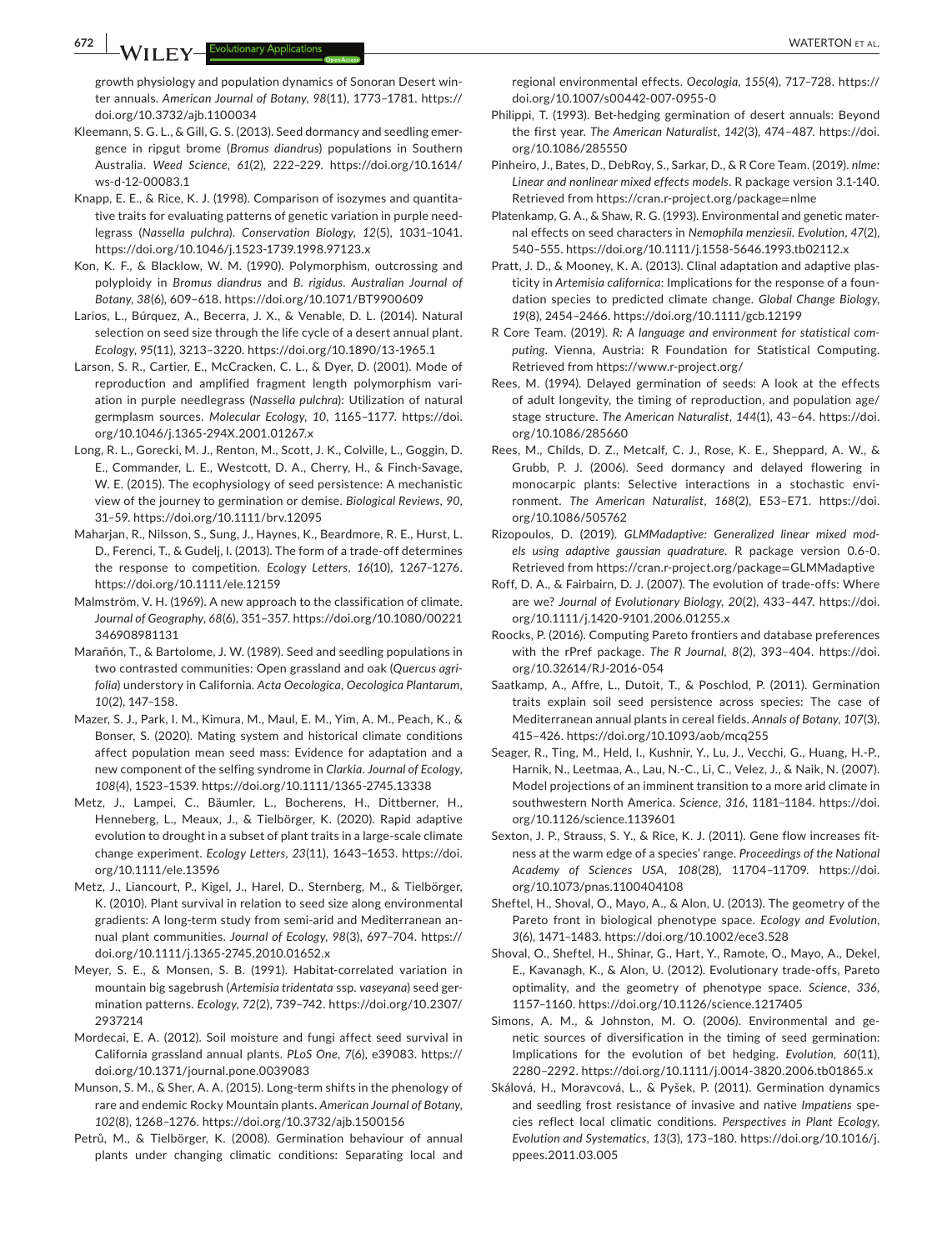growth physiology and population dynamics of Sonoran Desert winter annuals. *American Journal of Botany*, *98*(11), 1773–1781. https://doi.org/10.3732/ajb.1100034

Kleemann, S. G. L., & Gill, G. S. (2013). Seed dormancy and seedling emergence in ripgut brome (*Bromus diandrus*) populations in Southern Australia. *Weed Science*, *61*(2), 222–229. https://doi.org/10.1614/ws-d-12-00083.1

Knapp, E. E., & Rice, K. J. (1998). Comparison of isozymes and quantitative traits for evaluating patterns of genetic variation in purple needlegrass (*Nassella pulchra*). *Conservation Biology*, *12*(5), 1031–1041. https://doi.org/10.1046/j.1523-1739.1998.97123.x

Kon, K. F., & Blacklow, W. M. (1990). Polymorphism, outcrossing and polyploidy in *Bromus diandrus* and *B. rigidus*. *Australian Journal of Botany*, *38*(6), 609–618. https://doi.org/10.1071/BT9900609

Larios, L., Búrquez, A., Becerra, J. X., & Venable, D. L. (2014). Natural selection on seed size through the life cycle of a desert annual plant. *Ecology*, *95*(11), 3213–3220. https://doi.org/10.1890/13-1965.1

Larson, S. R., Cartier, E., McCracken, C. L., & Dyer, D. (2001). Mode of reproduction and amplified fragment length polymorphism variation in purple needlegrass (*Nassella pulchra*): Utilization of natural germplasm sources. *Molecular Ecology*, *10*, 1165–1177. https://doi.org/10.1046/j.1365-294X.2001.01267.x

Long, R. L., Gorecki, M. J., Renton, M., Scott, J. K., Colville, L., Goggin, D. E., Commander, L. E., Westcott, D. A., Cherry, H., & Finch-Savage, W. E. (2015). The ecophysiology of seed persistence: A mechanistic view of the journey to germination or demise. *Biological Reviews*, *90*, 31–59. https://doi.org/10.1111/brv.12095

Maharjan, R., Nilsson, S., Sung, J., Haynes, K., Beardmore, R. E., Hurst, L. D., Ferenci, T., & Gudelj, I. (2013). The form of a trade-off determines the response to competition. *Ecology Letters*, *16*(10), 1267–1276. https://doi.org/10.1111/ele.12159

Malmström, V. H. (1969). A new approach to the classification of climate. *Journal of Geography*, *68*(6), 351–357. https://doi.org/10.1080/00221346908981131

Marañón, T., & Bartolome, J. W. (1989). Seed and seedling populations in two contrasted communities: Open grassland and oak (*Quercus agrifolia*) understory in California. *Acta Oecologica, Oecologica Plantarum*, *10*(2), 147–158.

Mazer, S. J., Park, I. M., Kimura, M., Maul, E. M., Yim, A. M., Peach, K., & Bonser, S. (2020). Mating system and historical climate conditions affect population mean seed mass: Evidence for adaptation and a new component of the selfing syndrome in *Clarkia*. *Journal of Ecology*, *108*(4), 1523–1539. https://doi.org/10.1111/1365-2745.13338

Metz, J., Lampei, C., Bäumler, L., Bocherens, H., Dittberner, H., Henneberg, L., Meaux, J., & Tielbörger, K. (2020). Rapid adaptive evolution to drought in a subset of plant traits in a large-scale climate change experiment. *Ecology Letters*, *23*(11), 1643–1653. https://doi.org/10.1111/ele.13596

Metz, J., Liancourt, P., Kigel, J., Harel, D., Sternberg, M., & Tielbörger, K. (2010). Plant survival in relation to seed size along environmental gradients: A long-term study from semi-arid and Mediterranean annual plant communities. *Journal of Ecology*, *98*(3), 697–704. https://doi.org/10.1111/j.1365-2745.2010.01652.x

Meyer, S. E., & Monsen, S. B. (1991). Habitat-correlated variation in mountain big sagebrush (*Artemisia tridentata* ssp. *vaseyana*) seed germination patterns. *Ecology*, *72*(2), 739–742. https://doi.org/10.2307/2937214

Mordecai, E. A. (2012). Soil moisture and fungi affect seed survival in California grassland annual plants. *PLoS One*, *7*(6), e39083. https://doi.org/10.1371/journal.pone.0039083

Munson, S. M., & Sher, A. A. (2015). Long-term shifts in the phenology of rare and endemic Rocky Mountain plants. *American Journal of Botany*, *102*(8), 1268–1276. https://doi.org/10.3732/ajb.1500156

Petrů, M., & Tielbörger, K. (2008). Germination behaviour of annual plants under changing climatic conditions: Separating local and regional environmental effects. *Oecologia*, *155*(4), 717–728. https://doi.org/10.1007/s00442-007-0955-0

Philippi, T. (1993). Bet-hedging germination of desert annuals: Beyond the first year. *The American Naturalist*, *142*(3), 474–487. https://doi.org/10.1086/285550

Pinheiro, J., Bates, D., DebRoy, S., Sarkar, D., & R Core Team. (2019). *nlme: Linear and nonlinear mixed effects models*. R package version 3.1-140. Retrieved from https://cran.r-project.org/package=nlme

Platenkamp, G. A., & Shaw, R. G. (1993). Environmental and genetic maternal effects on seed characters in *Nemophila menziesii*. *Evolution*, *47*(2), 540–555. https://doi.org/10.1111/j.1558-5646.1993.tb02112.x

Pratt, J. D., & Mooney, K. A. (2013). Clinal adaptation and adaptive plasticity in *Artemisia californica*: Implications for the response of a foundation species to predicted climate change. *Global Change Biology*, *19*(8), 2454–2466. https://doi.org/10.1111/gcb.12199

R Core Team. (2019). *R: A language and environment for statistical computing*. Vienna, Austria: R Foundation for Statistical Computing. Retrieved from https://www.r-project.org/

Rees, M. (1994). Delayed germination of seeds: A look at the effects of adult longevity, the timing of reproduction, and population age/stage structure. *The American Naturalist*, *144*(1), 43–64. https://doi.org/10.1086/285660

Rees, M., Childs, D. Z., Metcalf, C. J., Rose, K. E., Sheppard, A. W., & Grubb, P. J. (2006). Seed dormancy and delayed flowering in monocarpic plants: Selective interactions in a stochastic environment. *The American Naturalist*, *168*(2), E53–E71. https://doi.org/10.1086/505762

Rizopoulos, D. (2019). *GLMMadaptive: Generalized linear mixed models using adaptive gaussian quadrature*. R package version 0.6-0. Retrieved from https://cran.r-project.org/package=GLMMadaptive

Roff, D. A., & Fairbairn, D. J. (2007). The evolution of trade-offs: Where are we? *Journal of Evolutionary Biology*, *20*(2), 433–447. https://doi.org/10.1111/j.1420-9101.2006.01255.x

Roocks, P. (2016). Computing Pareto frontiers and database preferences with the rPref package. *The R Journal*, *8*(2), 393–404. https://doi.org/10.32614/RJ-2016-054

Saatkamp, A., Affre, L., Dutoit, T., & Poschlod, P. (2011). Germination traits explain soil seed persistence across species: The case of Mediterranean annual plants in cereal fields. *Annals of Botany*, *107*(3), 415–426. https://doi.org/10.1093/aob/mcq255

Seager, R., Ting, M., Held, I., Kushnir, Y., Lu, J., Vecchi, G., Huang, H.-P., Harnik, N., Leetmaa, A., Lau, N.-C., Li, C., Velez, J., & Naik, N. (2007). Model projections of an imminent transition to a more arid climate in southwestern North America. *Science*, *316*, 1181–1184. https://doi.org/10.1126/science.1139601

Sexton, J. P., Strauss, S. Y., & Rice, K. J. (2011). Gene flow increases fitness at the warm edge of a species' range. *Proceedings of the National Academy of Sciences USA*, *108*(28), 11704–11709. https://doi.org/10.1073/pnas.1100404108

Sheftel, H., Shoval, O., Mayo, A., & Alon, U. (2013). The geometry of the Pareto front in biological phenotype space. *Ecology and Evolution*, *3*(6), 1471–1483. https://doi.org/10.1002/ece3.528

Shoval, O., Sheftel, H., Shinar, G., Hart, Y., Ramote, O., Mayo, A., Dekel, E., Kavanagh, K., & Alon, U. (2012). Evolutionary trade-offs, Pareto optimality, and the geometry of phenotype space. *Science*, *336*, 1157–1160. https://doi.org/10.1126/science.1217405

Simons, A. M., & Johnston, M. O. (2006). Environmental and genetic sources of diversification in the timing of seed germination: Implications for the evolution of bet hedging. *Evolution*, *60*(11), 2280–2292. https://doi.org/10.1111/j.0014-3820.2006.tb01865.x

Skálová, H., Moravcová, L., & Pyšek, P. (2011). Germination dynamics and seedling frost resistance of invasive and native *Impatiens* species reflect local climatic conditions. *Perspectives in Plant Ecology, Evolution and Systematics*, *13*(3), 173–180. https://doi.org/10.1016/j.ppees.2011.03.005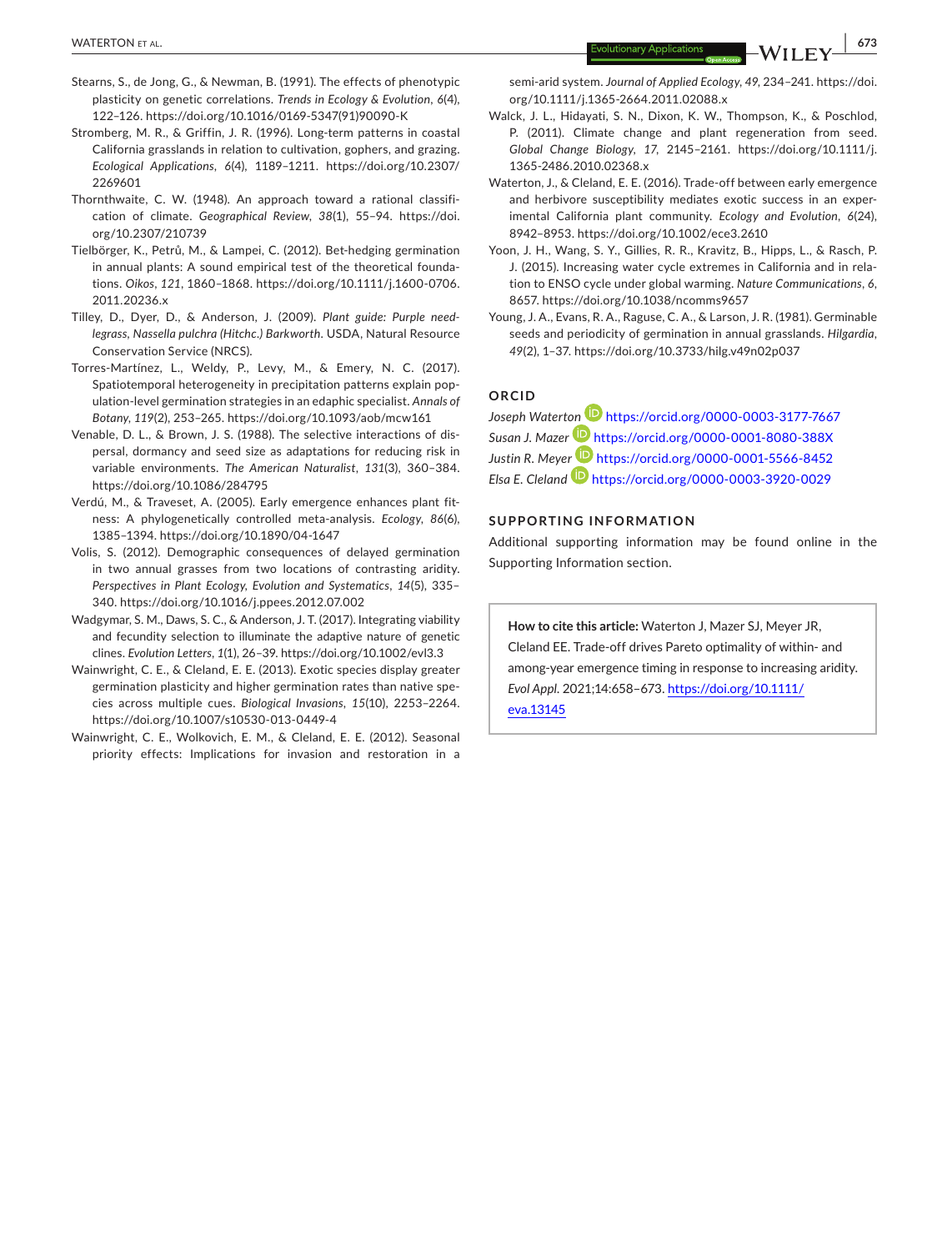Stearns, S., de Jong, G., & Newman, B. (1991). The effects of phenotypic plasticity on genetic correlations. *Trends in Ecology & Evolution*, *6*(4), 122–126. https://doi.org/10.1016/0169-5347(91)90090-K

Stromberg, M. R., & Griffin, J. R. (1996). Long-term patterns in coastal California grasslands in relation to cultivation, gophers, and grazing. *Ecological Applications*, *6*(4), 1189–1211. https://doi.org/10.2307/2269601

Thornthwaite, C. W. (1948). An approach toward a rational classification of climate. *Geographical Review*, *38*(1), 55–94. https://doi.org/10.2307/210739

Tielbörger, K., Petrů, M., & Lampei, C. (2012). Bet-hedging germination in annual plants: A sound empirical test of the theoretical foundations. *Oikos*, *121*, 1860–1868. https://doi.org/10.1111/j.1600-0706.2011.20236.x

Tilley, D., Dyer, D., & Anderson, J. (2009). *Plant guide: Purple needlegrass, Nassella pulchra (Hitchc.) Barkworth*. USDA, Natural Resource Conservation Service (NRCS).

Torres-Martínez, L., Weldy, P., Levy, M., & Emery, N. C. (2017). Spatiotemporal heterogeneity in precipitation patterns explain population-level germination strategies in an edaphic specialist. *Annals of Botany*, *119*(2), 253–265. https://doi.org/10.1093/aob/mcw161

Venable, D. L., & Brown, J. S. (1988). The selective interactions of dispersal, dormancy and seed size as adaptations for reducing risk in variable environments. *The American Naturalist*, *131*(3), 360–384. https://doi.org/10.1086/284795

Verdú, M., & Traveset, A. (2005). Early emergence enhances plant fitness: A phylogenetically controlled meta-analysis. *Ecology*, *86*(6), 1385–1394. https://doi.org/10.1890/04-1647

Volis, S. (2012). Demographic consequences of delayed germination in two annual grasses from two locations of contrasting aridity. *Perspectives in Plant Ecology, Evolution and Systematics*, *14*(5), 335–340. https://doi.org/10.1016/j.ppees.2012.07.002

Wadgymar, S. M., Daws, S. C., & Anderson, J. T. (2017). Integrating viability and fecundity selection to illuminate the adaptive nature of genetic clines. *Evolution Letters*, *1*(1), 26–39. https://doi.org/10.1002/evl3.3

Wainwright, C. E., & Cleland, E. E. (2013). Exotic species display greater germination plasticity and higher germination rates than native species across multiple cues. *Biological Invasions*, *15*(10), 2253–2264. https://doi.org/10.1007/s10530-013-0449-4

Wainwright, C. E., Wolkovich, E. M., & Cleland, E. E. (2012). Seasonal priority effects: Implications for invasion and restoration in a semi-arid system. *Journal of Applied Ecology*, *49*, 234–241. https://doi.org/10.1111/j.1365-2664.2011.02088.x

Walck, J. L., Hidayati, S. N., Dixon, K. W., Thompson, K., & Poschlod, P. (2011). Climate change and plant regeneration from seed. *Global Change Biology*, *17*, 2145–2161. https://doi.org/10.1111/j.1365-2486.2010.02368.x

Waterton, J., & Cleland, E. E. (2016). Trade-off between early emergence and herbivore susceptibility mediates exotic success in an experimental California plant community. *Ecology and Evolution*, *6*(24), 8942–8953. https://doi.org/10.1002/ece3.2610

Yoon, J. H., Wang, S. Y., Gillies, R. R., Kravitz, B., Hipps, L., & Rasch, P. J. (2015). Increasing water cycle extremes in California and in relation to ENSO cycle under global warming. *Nature Communications*, *6*, 8657. https://doi.org/10.1038/ncomms9657

Young, J. A., Evans, R. A., Raguse, C. A., & Larson, J. R. (1981). Germinable seeds and periodicity of germination in annual grasslands. *Hilgardia*, *49*(2), 1–37. https://doi.org/10.3733/hilg.v49n02p037

## ORCID

*Joseph Waterton* https://orcid.org/0000-0003-3177-7667
*Susan J. Mazer* https://orcid.org/0000-0001-8080-388X
*Justin R. Meyer* https://orcid.org/0000-0001-5566-8452
*Elsa E. Cleland* https://orcid.org/0000-0003-3920-0029

## SUPPORTING INFORMATION

Additional supporting information may be found online in the Supporting Information section.

**How to cite this article:** Waterton J, Mazer SJ, Meyer JR, Cleland EE. Trade-off drives Pareto optimality of within- and among-year emergence timing in response to increasing aridity. *Evol Appl*. 2021;14:658–673. https://doi.org/10.1111/eva.13145